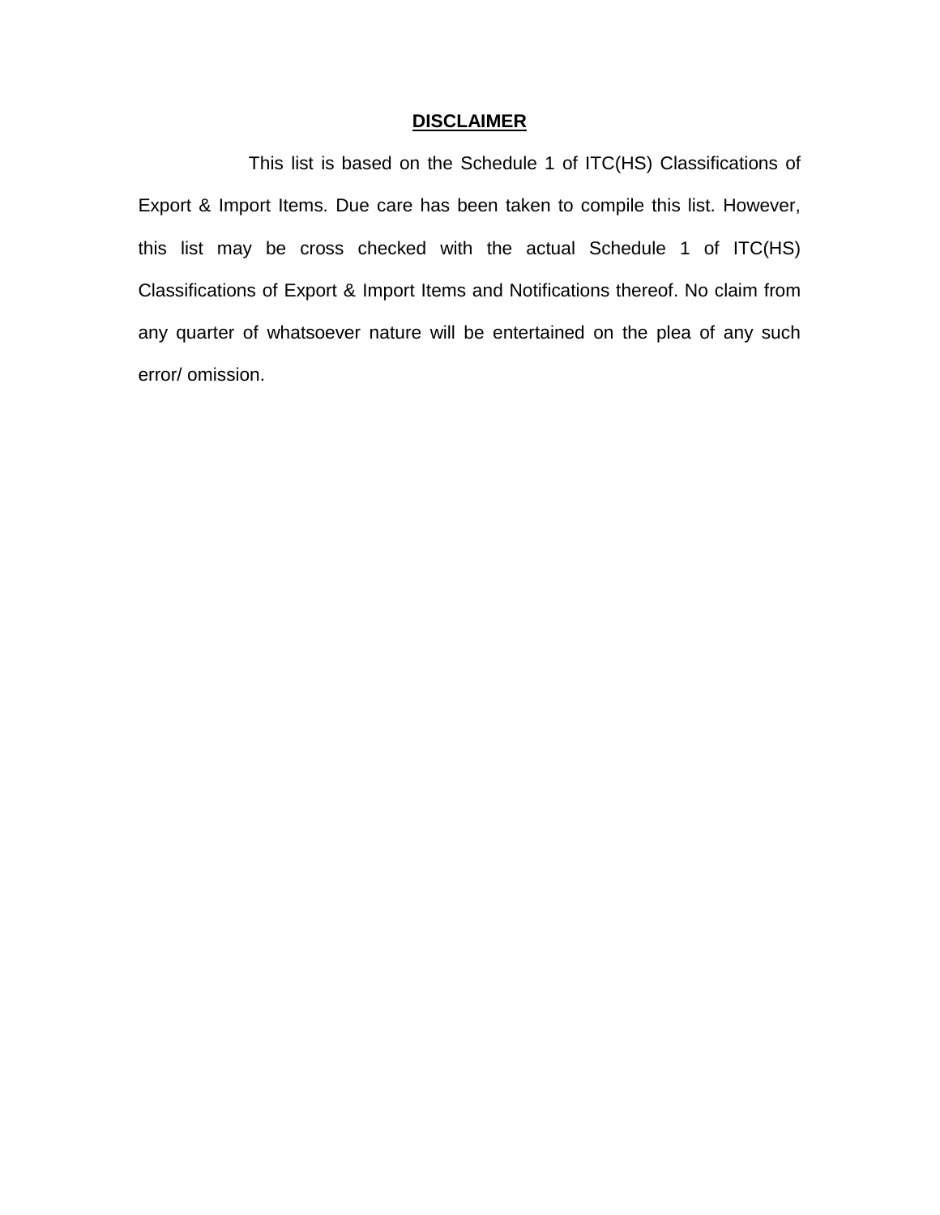# **DISCLAIMER**

This list is based on the Schedule 1 of ITC(HS) Classifications of Export & Import Items. Due care has been taken to compile this list. However, this list may be cross checked with the actual Schedule 1 of ITC(HS) Classifications of Export & Import Items and Notifications thereof. No claim from any quarter of whatsoever nature will be entertained on the plea of any such error/ omission.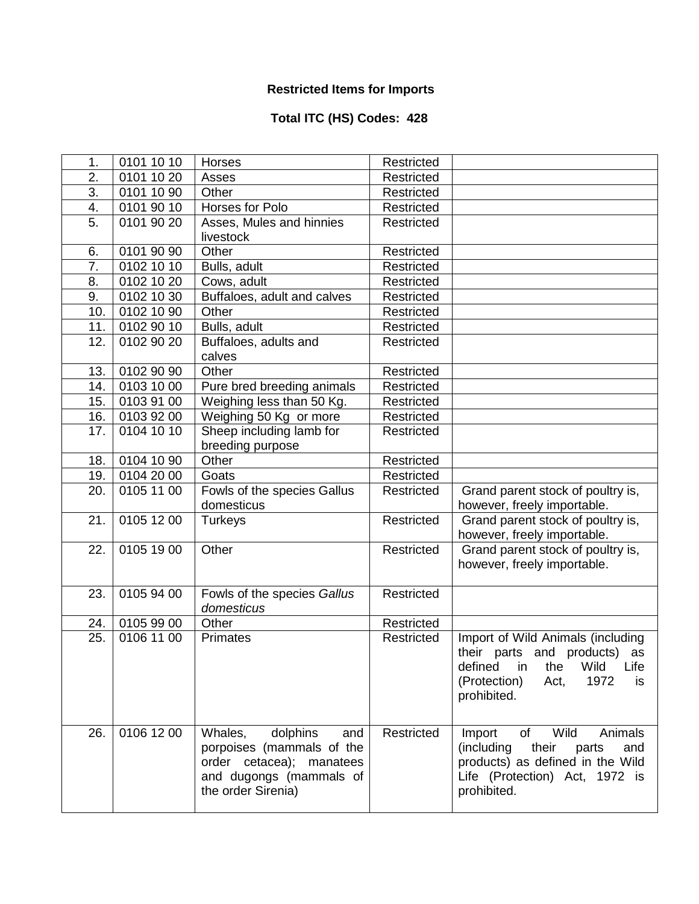**Restricted Items for Imports**

**Total ITC (HS) Codes: 428**

| | | | | |
|---|---|---|---|---|
| 1. | 0101 10 10 | Horses | Restricted | |
| 2. | 0101 10 20 | Asses | Restricted | |
| 3. | 0101 10 90 | Other | Restricted | |
| 4. | 0101 90 10 | Horses for Polo | Restricted | |
| 5. | 0101 90 20 | Asses, Mules and hinnies livestock | Restricted | |
| 6. | 0101 90 90 | Other | Restricted | |
| 7. | 0102 10 10 | Bulls, adult | Restricted | |
| 8. | 0102 10 20 | Cows, adult | Restricted | |
| 9. | 0102 10 30 | Buffaloes, adult and calves | Restricted | |
| 10. | 0102 10 90 | Other | Restricted | |
| 11. | 0102 90 10 | Bulls, adult | Restricted | |
| 12. | 0102 90 20 | Buffaloes, adults and calves | Restricted | |
| 13. | 0102 90 90 | Other | Restricted | |
| 14. | 0103 10 00 | Pure bred breeding animals | Restricted | |
| 15. | 0103 91 00 | Weighing less than 50 Kg. | Restricted | |
| 16. | 0103 92 00 | Weighing 50 Kg or more | Restricted | |
| 17. | 0104 10 10 | Sheep including lamb for breeding purpose | Restricted | |
| 18. | 0104 10 90 | Other | Restricted | |
| 19. | 0104 20 00 | Goats | Restricted | |
| 20. | 0105 11 00 | Fowls of the species Gallus domesticus | Restricted | Grand parent stock of poultry is, however, freely importable. |
| 21. | 0105 12 00 | Turkeys | Restricted | Grand parent stock of poultry is, however, freely importable. |
| 22. | 0105 19 00 | Other | Restricted | Grand parent stock of poultry is, however, freely importable. |
| 23. | 0105 94 00 | Fowls of the species *Gallus domesticus* | Restricted | |
| 24. | 0105 99 00 | Other | Restricted | |
| 25. | 0106 11 00 | Primates | Restricted | Import of Wild Animals (including their parts and products) as defined in the Wild Life (Protection) Act, 1972 is prohibited. |
| 26. | 0106 12 00 | Whales, dolphins and porpoises (mammals of the order cetacea); manatees and dugongs (mammals of the order Sirenia) | Restricted | Import of Wild Animals (including their parts and products) as defined in the Wild Life (Protection) Act, 1972 is prohibited. |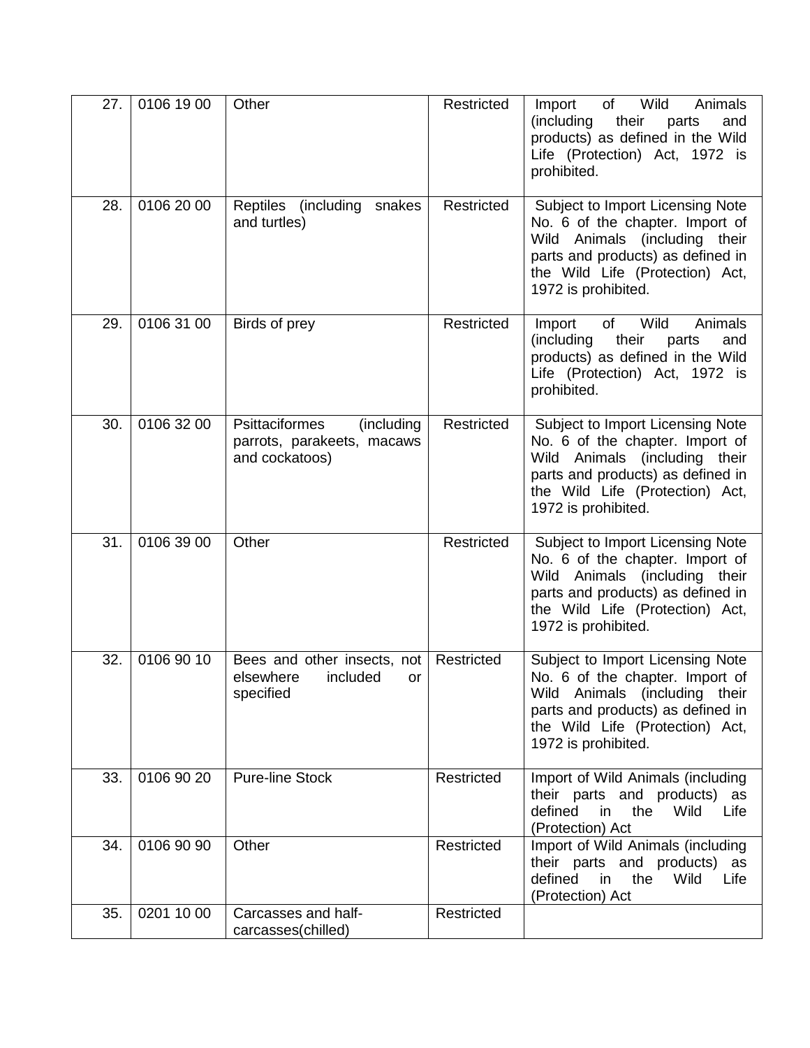| 27. | 0106 19 00 | Other | Restricted | Import of Wild Animals (including their parts and products) as defined in the Wild Life (Protection) Act, 1972 is prohibited. |
|---|---|---|---|---|
| 28. | 0106 20 00 | Reptiles (including snakes and turtles) | Restricted | Subject to Import Licensing Note No. 6 of the chapter. Import of Wild Animals (including their parts and products) as defined in the Wild Life (Protection) Act, 1972 is prohibited. |
| 29. | 0106 31 00 | Birds of prey | Restricted | Import of Wild Animals (including their parts and products) as defined in the Wild Life (Protection) Act, 1972 is prohibited. |
| 30. | 0106 32 00 | Psittaciformes (including parrots, parakeets, macaws and cockatoos) | Restricted | Subject to Import Licensing Note No. 6 of the chapter. Import of Wild Animals (including their parts and products) as defined in the Wild Life (Protection) Act, 1972 is prohibited. |
| 31. | 0106 39 00 | Other | Restricted | Subject to Import Licensing Note No. 6 of the chapter. Import of Wild Animals (including their parts and products) as defined in the Wild Life (Protection) Act, 1972 is prohibited. |
| 32. | 0106 90 10 | Bees and other insects, not elsewhere included or specified | Restricted | Subject to Import Licensing Note No. 6 of the chapter. Import of Wild Animals (including their parts and products) as defined in the Wild Life (Protection) Act, 1972 is prohibited. |
| 33. | 0106 90 20 | Pure-line Stock | Restricted | Import of Wild Animals (including their parts and products) as defined in the Wild Life (Protection) Act |
| 34. | 0106 90 90 | Other | Restricted | Import of Wild Animals (including their parts and products) as defined in the Wild Life (Protection) Act |
| 35. | 0201 10 00 | Carcasses and half-carcasses(chilled) | Restricted | |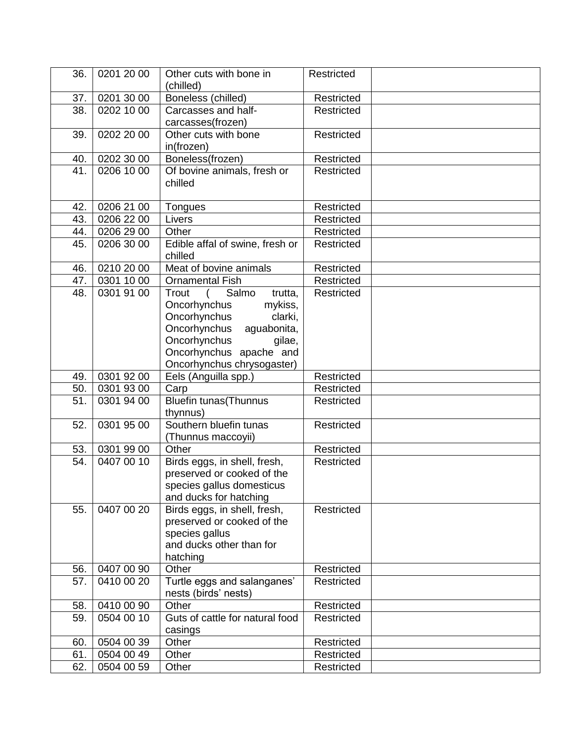| 36. | 0201 20 00 | Other cuts with bone in (chilled) | Restricted | |
|---|---|---|---|---|
| 37. | 0201 30 00 | Boneless (chilled) | Restricted | |
| 38. | 0202 10 00 | Carcasses and half-carcasses(frozen) | Restricted | |
| 39. | 0202 20 00 | Other cuts with bone in(frozen) | Restricted | |
| 40. | 0202 30 00 | Boneless(frozen) | Restricted | |
| 41. | 0206 10 00 | Of bovine animals, fresh or chilled | Restricted | |
| 42. | 0206 21 00 | Tongues | Restricted | |
| 43. | 0206 22 00 | Livers | Restricted | |
| 44. | 0206 29 00 | Other | Restricted | |
| 45. | 0206 30 00 | Edible affal of swine, fresh or chilled | Restricted | |
| 46. | 0210 20 00 | Meat of bovine animals | Restricted | |
| 47. | 0301 10 00 | Ornamental Fish | Restricted | |
| 48. | 0301 91 00 | Trout ( Salmo trutta, Oncorhynchus mykiss, Oncorhynchus clarki, Oncorhynchus aguabonita, Oncorhynchus gilae, Oncorhynchus apache and Oncorhynchus chrysogaster) | Restricted | |
| 49. | 0301 92 00 | Eels (Anguilla spp.) | Restricted | |
| 50. | 0301 93 00 | Carp | Restricted | |
| 51. | 0301 94 00 | Bluefin tunas(Thunnus thynnus) | Restricted | |
| 52. | 0301 95 00 | Southern bluefin tunas (Thunnus maccoyii) | Restricted | |
| 53. | 0301 99 00 | Other | Restricted | |
| 54. | 0407 00 10 | Birds eggs, in shell, fresh, preserved or cooked of the species gallus domesticus and ducks for hatching | Restricted | |
| 55. | 0407 00 20 | Birds eggs, in shell, fresh, preserved or cooked of the species gallus and ducks other than for hatching | Restricted | |
| 56. | 0407 00 90 | Other | Restricted | |
| 57. | 0410 00 20 | Turtle eggs and salanganes' nests (birds' nests) | Restricted | |
| 58. | 0410 00 90 | Other | Restricted | |
| 59. | 0504 00 10 | Guts of cattle for natural food casings | Restricted | |
| 60. | 0504 00 39 | Other | Restricted | |
| 61. | 0504 00 49 | Other | Restricted | |
| 62. | 0504 00 59 | Other | Restricted | |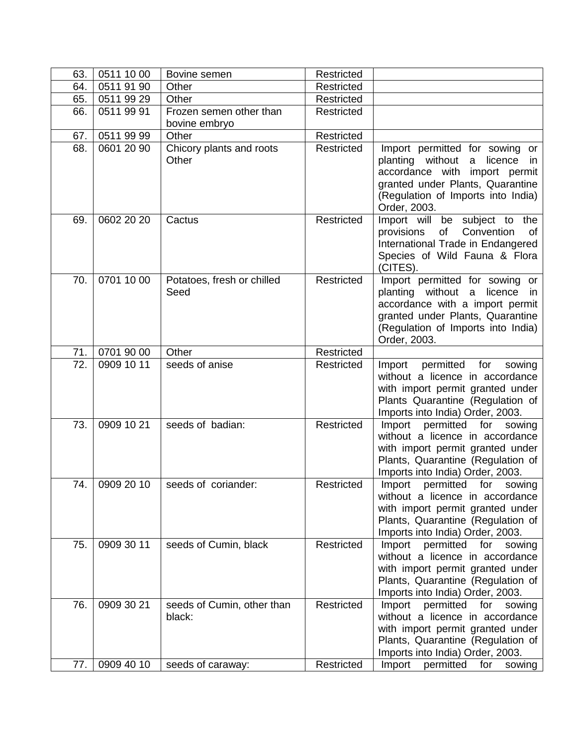| 63. | 0511 10 00 | Bovine semen | Restricted | |
|---|---|---|---|---|
| 64. | 0511 91 90 | Other | Restricted | |
| 65. | 0511 99 29 | Other | Restricted | |
| 66. | 0511 99 91 | Frozen semen other than bovine embryo | Restricted | |
| 67. | 0511 99 99 | Other | Restricted | |
| 68. | 0601 20 90 | Chicory plants and roots Other | Restricted | Import permitted for sowing or planting without a licence in accordance with import permit granted under Plants, Quarantine (Regulation of Imports into India) Order, 2003. |
| 69. | 0602 20 20 | Cactus | Restricted | Import will be subject to the provisions of Convention of International Trade in Endangered Species of Wild Fauna & Flora (CITES). |
| 70. | 0701 10 00 | Potatoes, fresh or chilled Seed | Restricted | Import permitted for sowing or planting without a licence in accordance with a import permit granted under Plants, Quarantine (Regulation of Imports into India) Order, 2003. |
| 71. | 0701 90 00 | Other | Restricted | |
| 72. | 0909 10 11 | seeds of anise | Restricted | Import permitted for sowing without a licence in accordance with import permit granted under Plants Quarantine (Regulation of Imports into India) Order, 2003. |
| 73. | 0909 10 21 | seeds of badian: | Restricted | Import permitted for sowing without a licence in accordance with import permit granted under Plants, Quarantine (Regulation of Imports into India) Order, 2003. |
| 74. | 0909 20 10 | seeds of coriander: | Restricted | Import permitted for sowing without a licence in accordance with import permit granted under Plants, Quarantine (Regulation of Imports into India) Order, 2003. |
| 75. | 0909 30 11 | seeds of Cumin, black | Restricted | Import permitted for sowing without a licence in accordance with import permit granted under Plants, Quarantine (Regulation of Imports into India) Order, 2003. |
| 76. | 0909 30 21 | seeds of Cumin, other than black: | Restricted | Import permitted for sowing without a licence in accordance with import permit granted under Plants, Quarantine (Regulation of Imports into India) Order, 2003. |
| 77. | 0909 40 10 | seeds of caraway: | Restricted | Import permitted for sowing |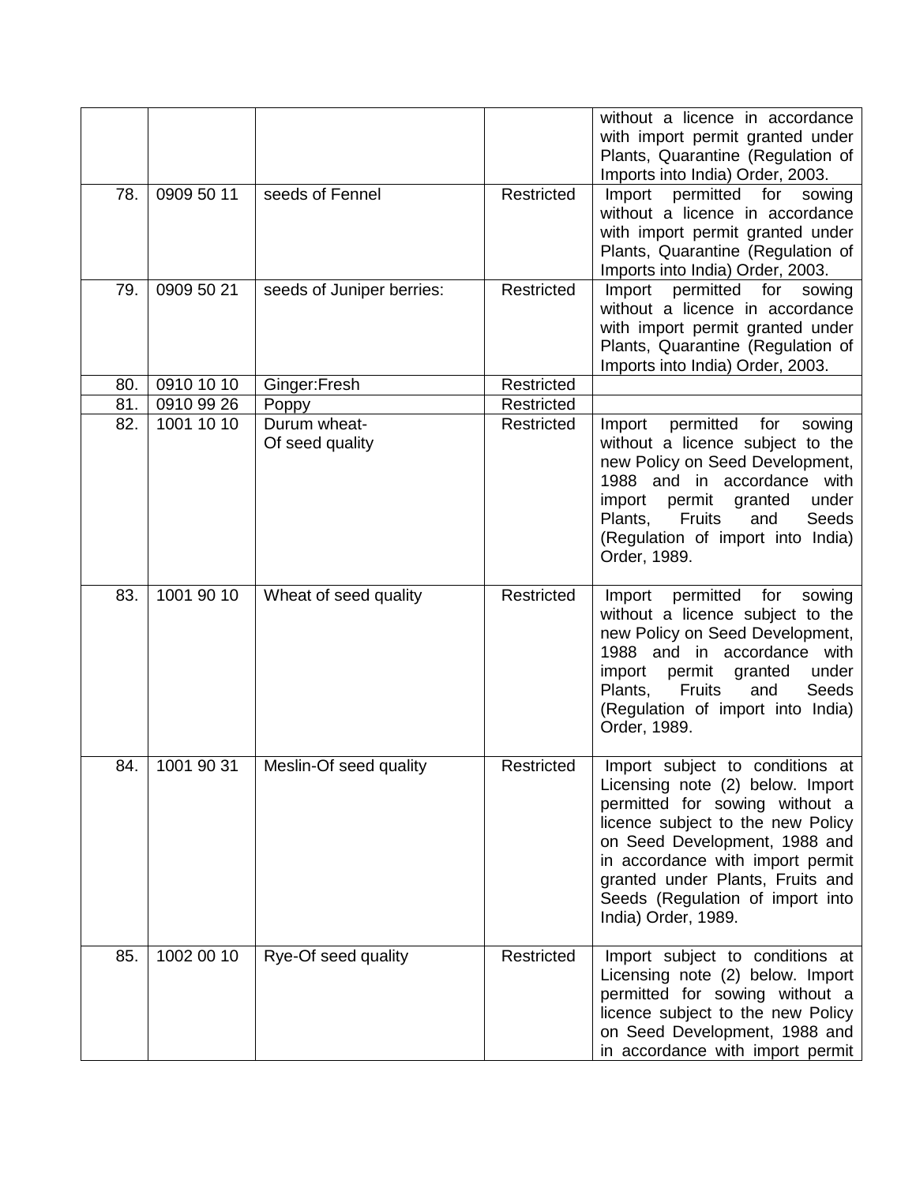| | | | | |
|---|---|---|---|---|
| | | | | without a licence in accordance with import permit granted under Plants, Quarantine (Regulation of Imports into India) Order, 2003. |
| 78. | 0909 50 11 | seeds of Fennel | Restricted | Import permitted for sowing without a licence in accordance with import permit granted under Plants, Quarantine (Regulation of Imports into India) Order, 2003. |
| 79. | 0909 50 21 | seeds of Juniper berries: | Restricted | Import permitted for sowing without a licence in accordance with import permit granted under Plants, Quarantine (Regulation of Imports into India) Order, 2003. |
| 80. | 0910 10 10 | Ginger:Fresh | Restricted | |
| 81. | 0910 99 26 | Poppy | Restricted | |
| 82. | 1001 10 10 | Durum wheat-<br>Of seed quality | Restricted | Import permitted for sowing without a licence subject to the new Policy on Seed Development, 1988 and in accordance with import permit granted under Plants, Fruits and Seeds (Regulation of import into India) Order, 1989. |
| 83. | 1001 90 10 | Wheat of seed quality | Restricted | Import permitted for sowing without a licence subject to the new Policy on Seed Development, 1988 and in accordance with import permit granted under Plants, Fruits and Seeds (Regulation of import into India) Order, 1989. |
| 84. | 1001 90 31 | Meslin-Of seed quality | Restricted | Import subject to conditions at Licensing note (2) below. Import permitted for sowing without a licence subject to the new Policy on Seed Development, 1988 and in accordance with import permit granted under Plants, Fruits and Seeds (Regulation of import into India) Order, 1989. |
| 85. | 1002 00 10 | Rye-Of seed quality | Restricted | Import subject to conditions at Licensing note (2) below. Import permitted for sowing without a licence subject to the new Policy on Seed Development, 1988 and in accordance with import permit |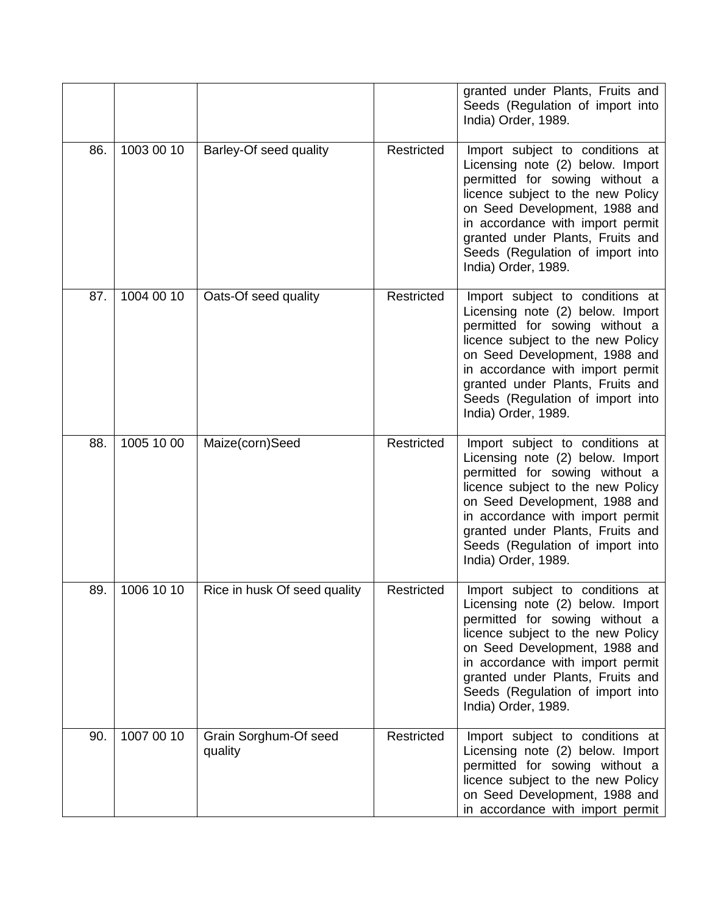| | | | | |
|---|---|---|---|---|
| | | | | granted under Plants, Fruits and Seeds (Regulation of import into India) Order, 1989. |
| 86. | 1003 00 10 | Barley-Of seed quality | Restricted | Import subject to conditions at Licensing note (2) below. Import permitted for sowing without a licence subject to the new Policy on Seed Development, 1988 and in accordance with import permit granted under Plants, Fruits and Seeds (Regulation of import into India) Order, 1989. |
| 87. | 1004 00 10 | Oats-Of seed quality | Restricted | Import subject to conditions at Licensing note (2) below. Import permitted for sowing without a licence subject to the new Policy on Seed Development, 1988 and in accordance with import permit granted under Plants, Fruits and Seeds (Regulation of import into India) Order, 1989. |
| 88. | 1005 10 00 | Maize(corn)Seed | Restricted | Import subject to conditions at Licensing note (2) below. Import permitted for sowing without a licence subject to the new Policy on Seed Development, 1988 and in accordance with import permit granted under Plants, Fruits and Seeds (Regulation of import into India) Order, 1989. |
| 89. | 1006 10 10 | Rice in husk Of seed quality | Restricted | Import subject to conditions at Licensing note (2) below. Import permitted for sowing without a licence subject to the new Policy on Seed Development, 1988 and in accordance with import permit granted under Plants, Fruits and Seeds (Regulation of import into India) Order, 1989. |
| 90. | 1007 00 10 | Grain Sorghum-Of seed quality | Restricted | Import subject to conditions at Licensing note (2) below. Import permitted for sowing without a licence subject to the new Policy on Seed Development, 1988 and in accordance with import permit |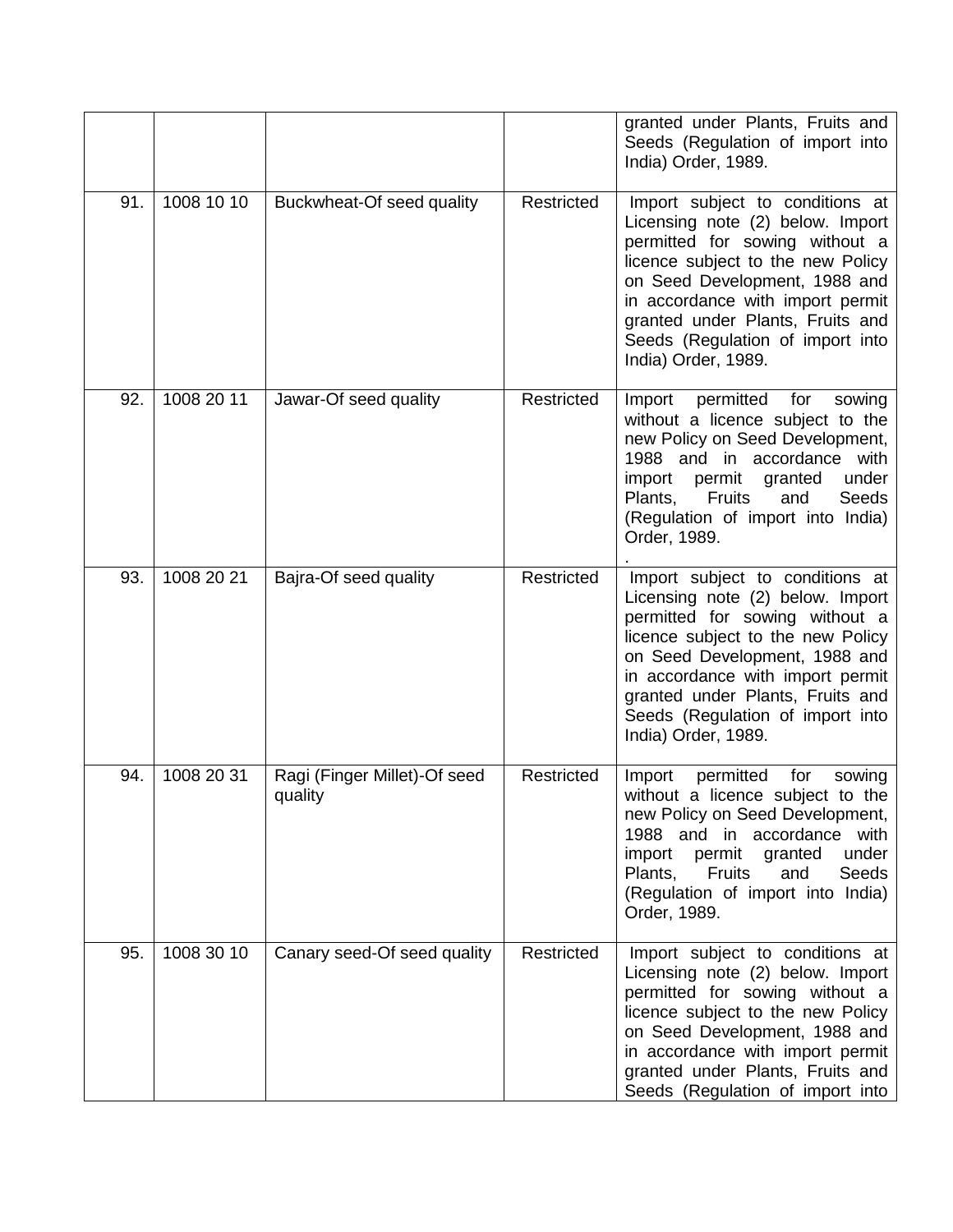| | | | | |
|---|---|---|---|---|
| | | | | granted under Plants, Fruits and Seeds (Regulation of import into India) Order, 1989. |
| 91. | 1008 10 10 | Buckwheat-Of seed quality | Restricted | Import subject to conditions at Licensing note (2) below. Import permitted for sowing without a licence subject to the new Policy on Seed Development, 1988 and in accordance with import permit granted under Plants, Fruits and Seeds (Regulation of import into India) Order, 1989. |
| 92. | 1008 20 11 | Jawar-Of seed quality | Restricted | Import permitted for sowing without a licence subject to the new Policy on Seed Development, 1988 and in accordance with import permit granted under Plants, Fruits and Seeds (Regulation of import into India) Order, 1989. . |
| 93. | 1008 20 21 | Bajra-Of seed quality | Restricted | Import subject to conditions at Licensing note (2) below. Import permitted for sowing without a licence subject to the new Policy on Seed Development, 1988 and in accordance with import permit granted under Plants, Fruits and Seeds (Regulation of import into India) Order, 1989. |
| 94. | 1008 20 31 | Ragi (Finger Millet)-Of seed quality | Restricted | Import permitted for sowing without a licence subject to the new Policy on Seed Development, 1988 and in accordance with import permit granted under Plants, Fruits and Seeds (Regulation of import into India) Order, 1989. |
| 95. | 1008 30 10 | Canary seed-Of seed quality | Restricted | Import subject to conditions at Licensing note (2) below. Import permitted for sowing without a licence subject to the new Policy on Seed Development, 1988 and in accordance with import permit granted under Plants, Fruits and Seeds (Regulation of import into |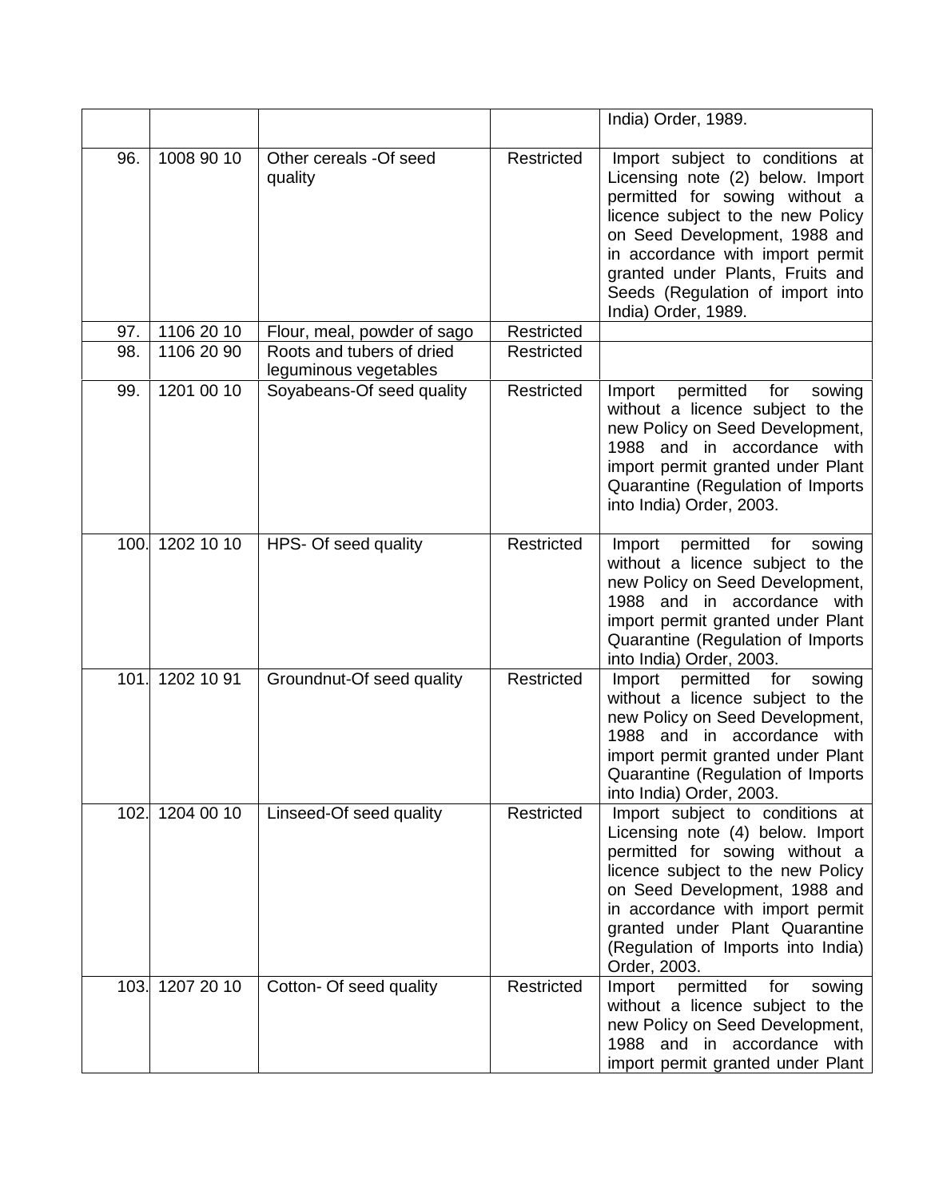|  |  |  |  | India) Order, 1989. |
|---|---|---|---|---|
| 96. | 1008 90 10 | Other cereals -Of seed quality | Restricted | Import subject to conditions at Licensing note (2) below. Import permitted for sowing without a licence subject to the new Policy on Seed Development, 1988 and in accordance with import permit granted under Plants, Fruits and Seeds (Regulation of import into India) Order, 1989. |
| 97. | 1106 20 10 | Flour, meal, powder of sago | Restricted |  |
| 98. | 1106 20 90 | Roots and tubers of dried leguminous vegetables | Restricted |  |
| 99. | 1201 00 10 | Soyabeans-Of seed quality | Restricted | Import permitted for sowing without a licence subject to the new Policy on Seed Development, 1988 and in accordance with import permit granted under Plant Quarantine (Regulation of Imports into India) Order, 2003. |
| 100. | 1202 10 10 | HPS- Of seed quality | Restricted | Import permitted for sowing without a licence subject to the new Policy on Seed Development, 1988 and in accordance with import permit granted under Plant Quarantine (Regulation of Imports into India) Order, 2003. |
| 101. | 1202 10 91 | Groundnut-Of seed quality | Restricted | Import permitted for sowing without a licence subject to the new Policy on Seed Development, 1988 and in accordance with import permit granted under Plant Quarantine (Regulation of Imports into India) Order, 2003. |
| 102. | 1204 00 10 | Linseed-Of seed quality | Restricted | Import subject to conditions at Licensing note (4) below. Import permitted for sowing without a licence subject to the new Policy on Seed Development, 1988 and in accordance with import permit granted under Plant Quarantine (Regulation of Imports into India) Order, 2003. |
| 103. | 1207 20 10 | Cotton- Of seed quality | Restricted | Import permitted for sowing without a licence subject to the new Policy on Seed Development, 1988 and in accordance with import permit granted under Plant |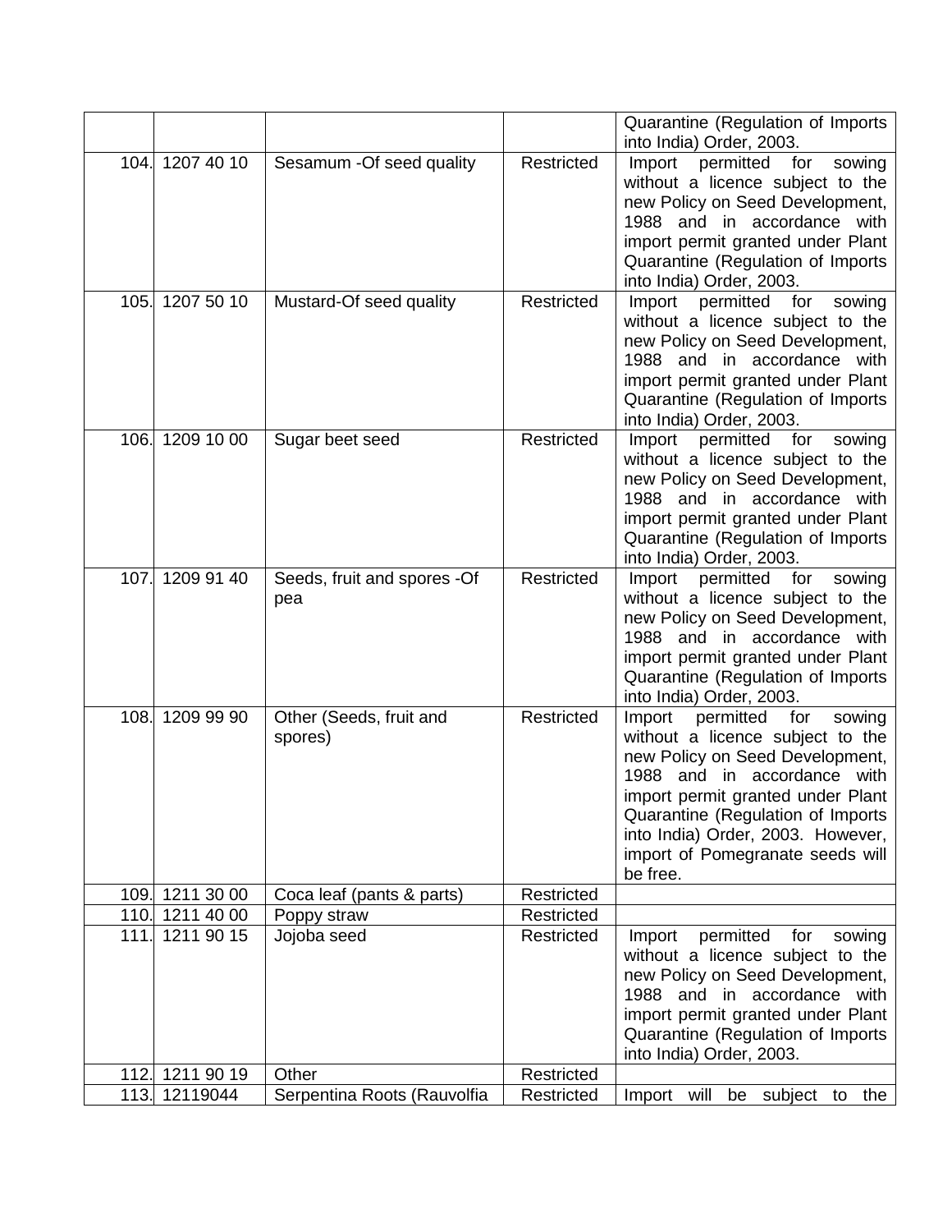| | | | | Quarantine (Regulation of Imports into India) Order, 2003. |
|---|---|---|---|---|
| 104. | 1207 40 10 | Sesamum -Of seed quality | Restricted | Import permitted for sowing without a licence subject to the new Policy on Seed Development, 1988 and in accordance with import permit granted under Plant Quarantine (Regulation of Imports into India) Order, 2003. |
| 105. | 1207 50 10 | Mustard-Of seed quality | Restricted | Import permitted for sowing without a licence subject to the new Policy on Seed Development, 1988 and in accordance with import permit granted under Plant Quarantine (Regulation of Imports into India) Order, 2003. |
| 106. | 1209 10 00 | Sugar beet seed | Restricted | Import permitted for sowing without a licence subject to the new Policy on Seed Development, 1988 and in accordance with import permit granted under Plant Quarantine (Regulation of Imports into India) Order, 2003. |
| 107. | 1209 91 40 | Seeds, fruit and spores -Of pea | Restricted | Import permitted for sowing without a licence subject to the new Policy on Seed Development, 1988 and in accordance with import permit granted under Plant Quarantine (Regulation of Imports into India) Order, 2003. |
| 108. | 1209 99 90 | Other (Seeds, fruit and spores) | Restricted | Import permitted for sowing without a licence subject to the new Policy on Seed Development, 1988 and in accordance with import permit granted under Plant Quarantine (Regulation of Imports into India) Order, 2003. However, import of Pomegranate seeds will be free. |
| 109. | 1211 30 00 | Coca leaf (pants & parts) | Restricted | |
| 110. | 1211 40 00 | Poppy straw | Restricted | |
| 111. | 1211 90 15 | Jojoba seed | Restricted | Import permitted for sowing without a licence subject to the new Policy on Seed Development, 1988 and in accordance with import permit granted under Plant Quarantine (Regulation of Imports into India) Order, 2003. |
| 112. | 1211 90 19 | Other | Restricted | |
| 113. | 12119044 | Serpentina Roots (Rauvolfia | Restricted | Import will be subject to the |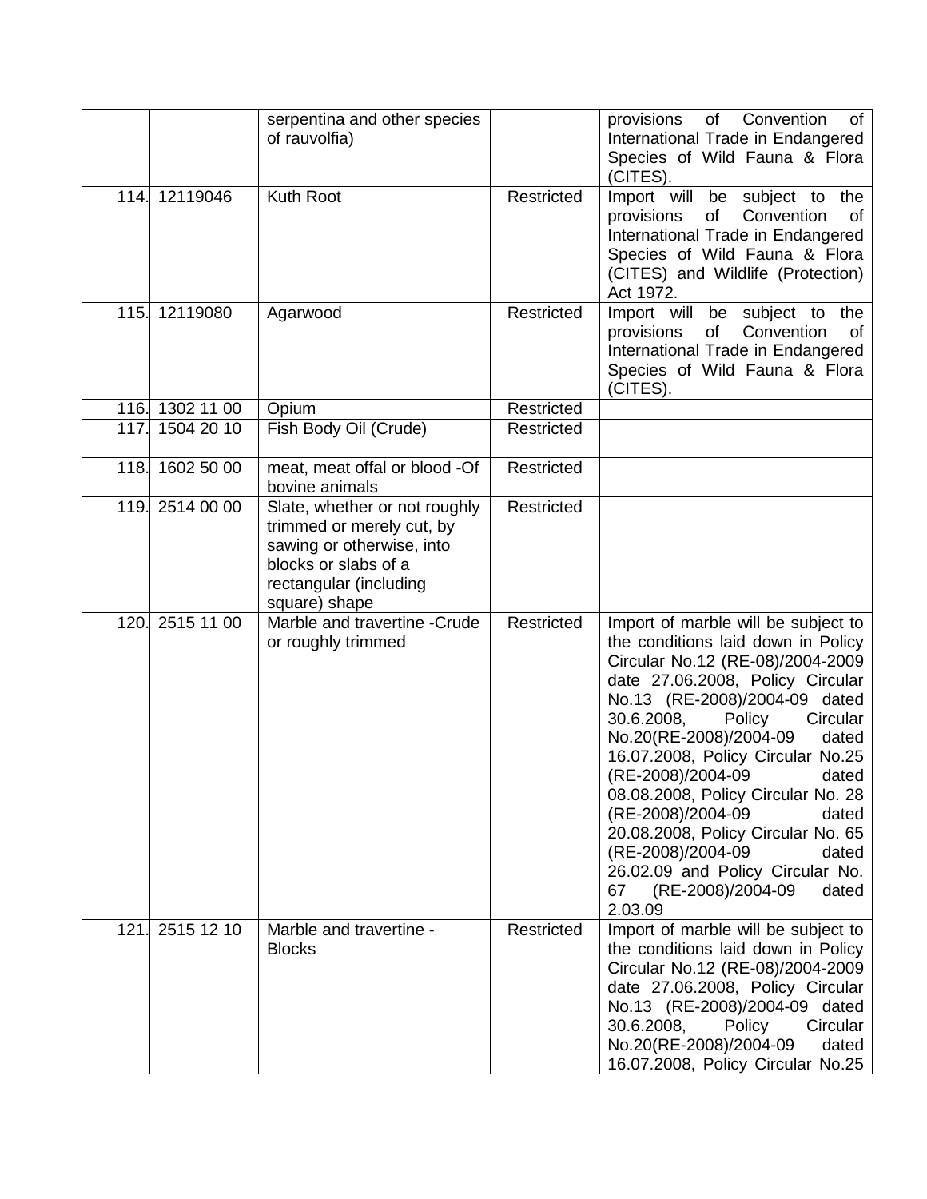| | | serpentina and other species of rauvolfia) | | provisions of Convention of International Trade in Endangered Species of Wild Fauna & Flora (CITES). |
|---|---|---|---|---|
| 114. | 12119046 | Kuth Root | Restricted | Import will be subject to the provisions of Convention of International Trade in Endangered Species of Wild Fauna & Flora (CITES) and Wildlife (Protection) Act 1972. |
| 115. | 12119080 | Agarwood | Restricted | Import will be subject to the provisions of Convention of International Trade in Endangered Species of Wild Fauna & Flora (CITES). |
| 116. | 1302 11 00 | Opium | Restricted | |
| 117. | 1504 20 10 | Fish Body Oil (Crude) | Restricted | |
| 118. | 1602 50 00 | meat, meat offal or blood -Of bovine animals | Restricted | |
| 119. | 2514 00 00 | Slate, whether or not roughly trimmed or merely cut, by sawing or otherwise, into blocks or slabs of a rectangular (including square) shape | Restricted | |
| 120. | 2515 11 00 | Marble and travertine -Crude or roughly trimmed | Restricted | Import of marble will be subject to the conditions laid down in Policy Circular No.12 (RE-08)/2004-2009 date 27.06.2008, Policy Circular No.13 (RE-2008)/2004-09 dated 30.6.2008, Policy Circular No.20(RE-2008)/2004-09 dated 16.07.2008, Policy Circular No.25 (RE-2008)/2004-09 dated 08.08.2008, Policy Circular No. 28 (RE-2008)/2004-09 dated 20.08.2008, Policy Circular No. 65 (RE-2008)/2004-09 dated 26.02.09 and Policy Circular No. 67 (RE-2008)/2004-09 dated 2.03.09 |
| 121. | 2515 12 10 | Marble and travertine -Blocks | Restricted | Import of marble will be subject to the conditions laid down in Policy Circular No.12 (RE-08)/2004-2009 date 27.06.2008, Policy Circular No.13 (RE-2008)/2004-09 dated 30.6.2008, Policy Circular No.20(RE-2008)/2004-09 dated 16.07.2008, Policy Circular No.25 |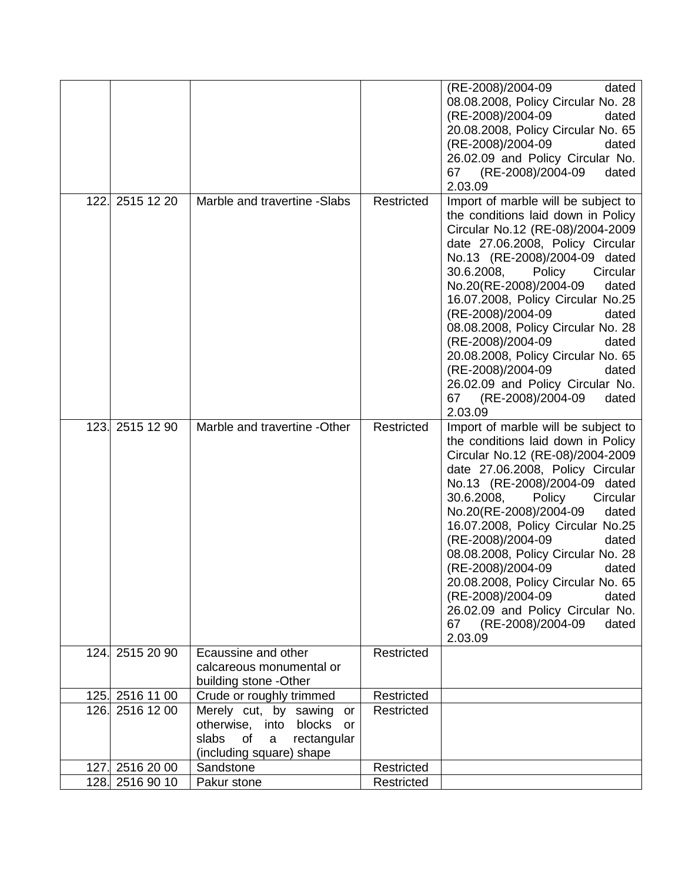| | | | | |
|---|---|---|---|---|
| | | | | (RE-2008)/2004-09 dated 08.08.2008, Policy Circular No. 28 (RE-2008)/2004-09 dated 20.08.2008, Policy Circular No. 65 (RE-2008)/2004-09 dated 26.02.09 and Policy Circular No. 67 (RE-2008)/2004-09 dated 2.03.09 |
| 122. | 2515 12 20 | Marble and travertine -Slabs | Restricted | Import of marble will be subject to the conditions laid down in Policy Circular No.12 (RE-08)/2004-2009 date 27.06.2008, Policy Circular No.13 (RE-2008)/2004-09 dated 30.6.2008, Policy Circular No.20(RE-2008)/2004-09 dated 16.07.2008, Policy Circular No.25 (RE-2008)/2004-09 dated 08.08.2008, Policy Circular No. 28 (RE-2008)/2004-09 dated 20.08.2008, Policy Circular No. 65 (RE-2008)/2004-09 dated 26.02.09 and Policy Circular No. 67 (RE-2008)/2004-09 dated 2.03.09 |
| 123. | 2515 12 90 | Marble and travertine -Other | Restricted | Import of marble will be subject to the conditions laid down in Policy Circular No.12 (RE-08)/2004-2009 date 27.06.2008, Policy Circular No.13 (RE-2008)/2004-09 dated 30.6.2008, Policy Circular No.20(RE-2008)/2004-09 dated 16.07.2008, Policy Circular No.25 (RE-2008)/2004-09 dated 08.08.2008, Policy Circular No. 28 (RE-2008)/2004-09 dated 20.08.2008, Policy Circular No. 65 (RE-2008)/2004-09 dated 26.02.09 and Policy Circular No. 67 (RE-2008)/2004-09 dated 2.03.09 |
| 124. | 2515 20 90 | Ecaussine and other calcareous monumental or building stone -Other | Restricted | |
| 125. | 2516 11 00 | Crude or roughly trimmed | Restricted | |
| 126. | 2516 12 00 | Merely cut, by sawing or otherwise, into blocks or slabs of a rectangular (including square) shape | Restricted | |
| 127. | 2516 20 00 | Sandstone | Restricted | |
| 128. | 2516 90 10 | Pakur stone | Restricted | |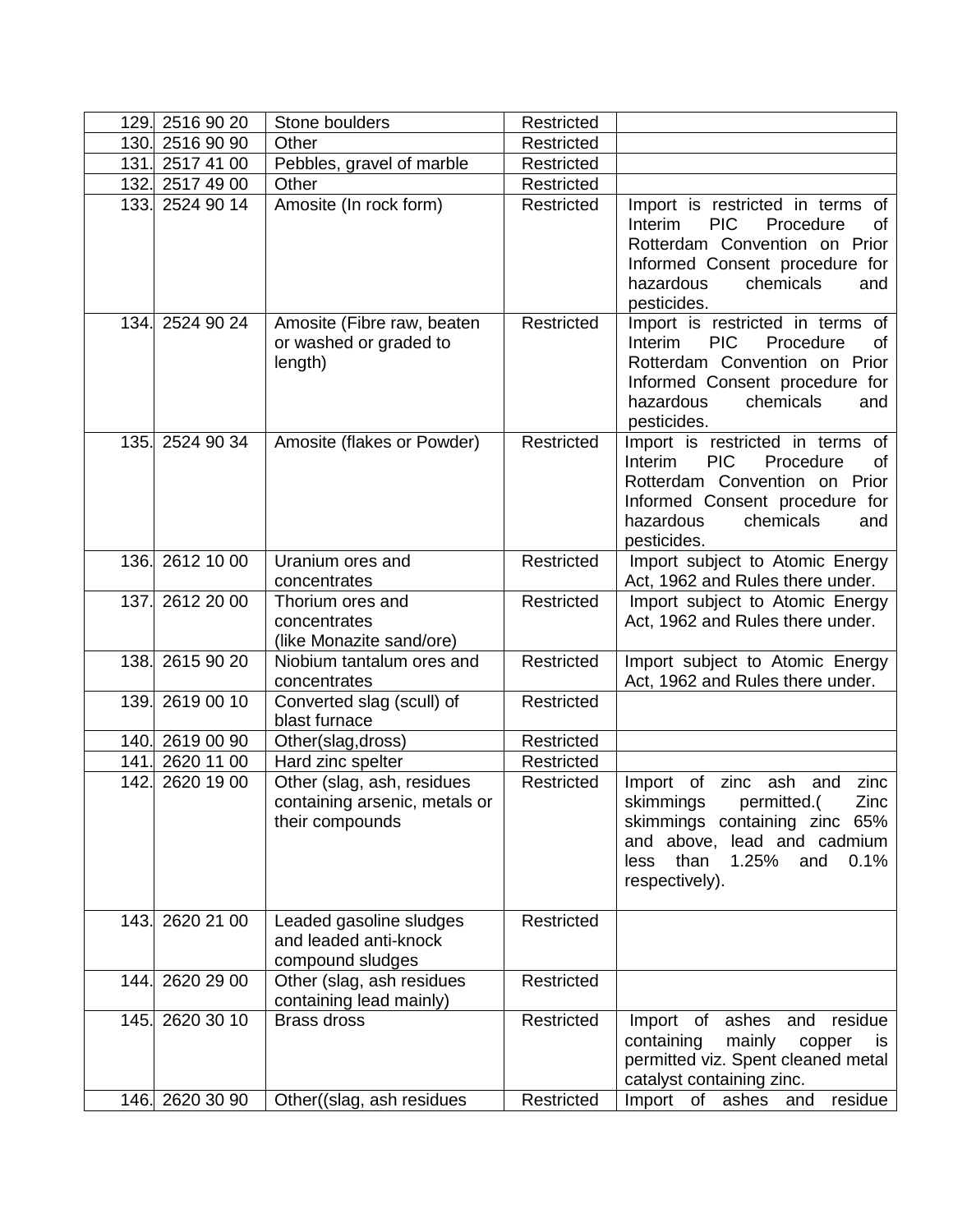| 129. | 2516 90 20 | Stone boulders | Restricted | |
|---|---|---|---|---|
| 130. | 2516 90 90 | Other | Restricted | |
| 131. | 2517 41 00 | Pebbles, gravel of marble | Restricted | |
| 132. | 2517 49 00 | Other | Restricted | |
| 133. | 2524 90 14 | Amosite (In rock form) | Restricted | Import is restricted in terms of Interim PIC Procedure of Rotterdam Convention on Prior Informed Consent procedure for hazardous chemicals and pesticides. |
| 134. | 2524 90 24 | Amosite (Fibre raw, beaten or washed or graded to length) | Restricted | Import is restricted in terms of Interim PIC Procedure of Rotterdam Convention on Prior Informed Consent procedure for hazardous chemicals and pesticides. |
| 135. | 2524 90 34 | Amosite (flakes or Powder) | Restricted | Import is restricted in terms of Interim PIC Procedure of Rotterdam Convention on Prior Informed Consent procedure for hazardous chemicals and pesticides. |
| 136. | 2612 10 00 | Uranium ores and concentrates | Restricted | Import subject to Atomic Energy Act, 1962 and Rules there under. |
| 137. | 2612 20 00 | Thorium ores and concentrates (like Monazite sand/ore) | Restricted | Import subject to Atomic Energy Act, 1962 and Rules there under. |
| 138. | 2615 90 20 | Niobium tantalum ores and concentrates | Restricted | Import subject to Atomic Energy Act, 1962 and Rules there under. |
| 139. | 2619 00 10 | Converted slag (scull) of blast furnace | Restricted | |
| 140. | 2619 00 90 | Other(slag,dross) | Restricted | |
| 141. | 2620 11 00 | Hard zinc spelter | Restricted | |
| 142. | 2620 19 00 | Other (slag, ash, residues containing arsenic, metals or their compounds | Restricted | Import of zinc ash and zinc skimmings permitted.( Zinc skimmings containing zinc 65% and above, lead and cadmium less than 1.25% and 0.1% respectively). |
| 143. | 2620 21 00 | Leaded gasoline sludges and leaded anti-knock compound sludges | Restricted | |
| 144. | 2620 29 00 | Other (slag, ash residues containing lead mainly) | Restricted | |
| 145. | 2620 30 10 | Brass dross | Restricted | Import of ashes and residue containing mainly copper is permitted viz. Spent cleaned metal catalyst containing zinc. |
| 146. | 2620 30 90 | Other((slag, ash residues | Restricted | Import of ashes and residue |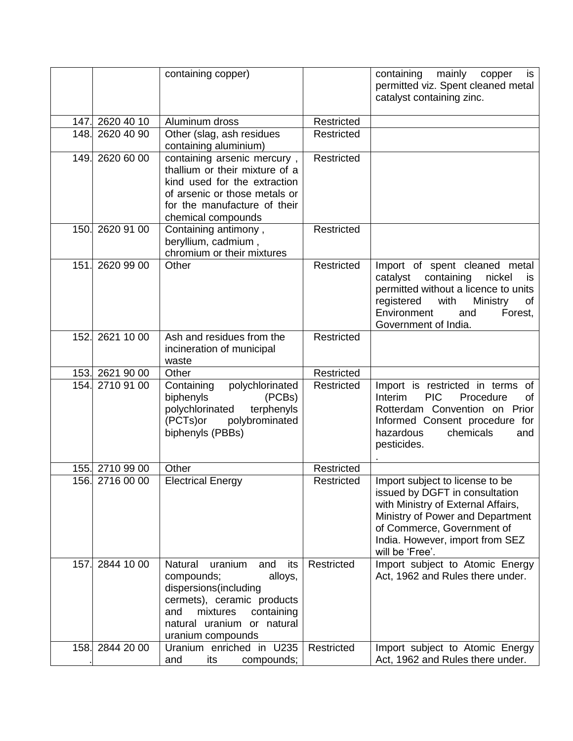| | | containing copper) | | containing mainly copper is permitted viz. Spent cleaned metal catalyst containing zinc. |
|---|---|---|---|---|
| 147. | 2620 40 10 | Aluminum dross | Restricted | |
| 148. | 2620 40 90 | Other (slag, ash residues containing aluminium) | Restricted | |
| 149. | 2620 60 00 | containing arsenic mercury , thallium or their mixture of a kind used for the extraction of arsenic or those metals or for the manufacture of their chemical compounds | Restricted | |
| 150. | 2620 91 00 | Containing antimony , beryllium, cadmium , chromium or their mixtures | Restricted | |
| 151. | 2620 99 00 | Other | Restricted | Import of spent cleaned metal catalyst containing nickel is permitted without a licence to units registered with Ministry of Environment and Forest, Government of India. |
| 152. | 2621 10 00 | Ash and residues from the incineration of municipal waste | Restricted | |
| 153. | 2621 90 00 | Other | Restricted | |
| 154. | 2710 91 00 | Containing polychlorinated biphenyls (PCBs) polychlorinated terphenyls (PCTs)or polybrominated biphenyls (PBBs) | Restricted | Import is restricted in terms of Interim PIC Procedure of Rotterdam Convention on Prior Informed Consent procedure for hazardous chemicals and pesticides. . |
| 155. | 2710 99 00 | Other | Restricted | |
| 156. | 2716 00 00 | Electrical Energy | Restricted | Import subject to license to be issued by DGFT in consultation with Ministry of External Affairs, Ministry of Power and Department of Commerce, Government of India. However, import from SEZ will be 'Free'. |
| 157. | 2844 10 00 | Natural uranium and its compounds; alloys, dispersions(including cermets), ceramic products and mixtures containing natural uranium or natural uranium compounds | Restricted | Import subject to Atomic Energy Act, 1962 and Rules there under. |
| 158. | 2844 20 00 | Uranium enriched in U235 and its compounds; | Restricted | Import subject to Atomic Energy Act, 1962 and Rules there under. |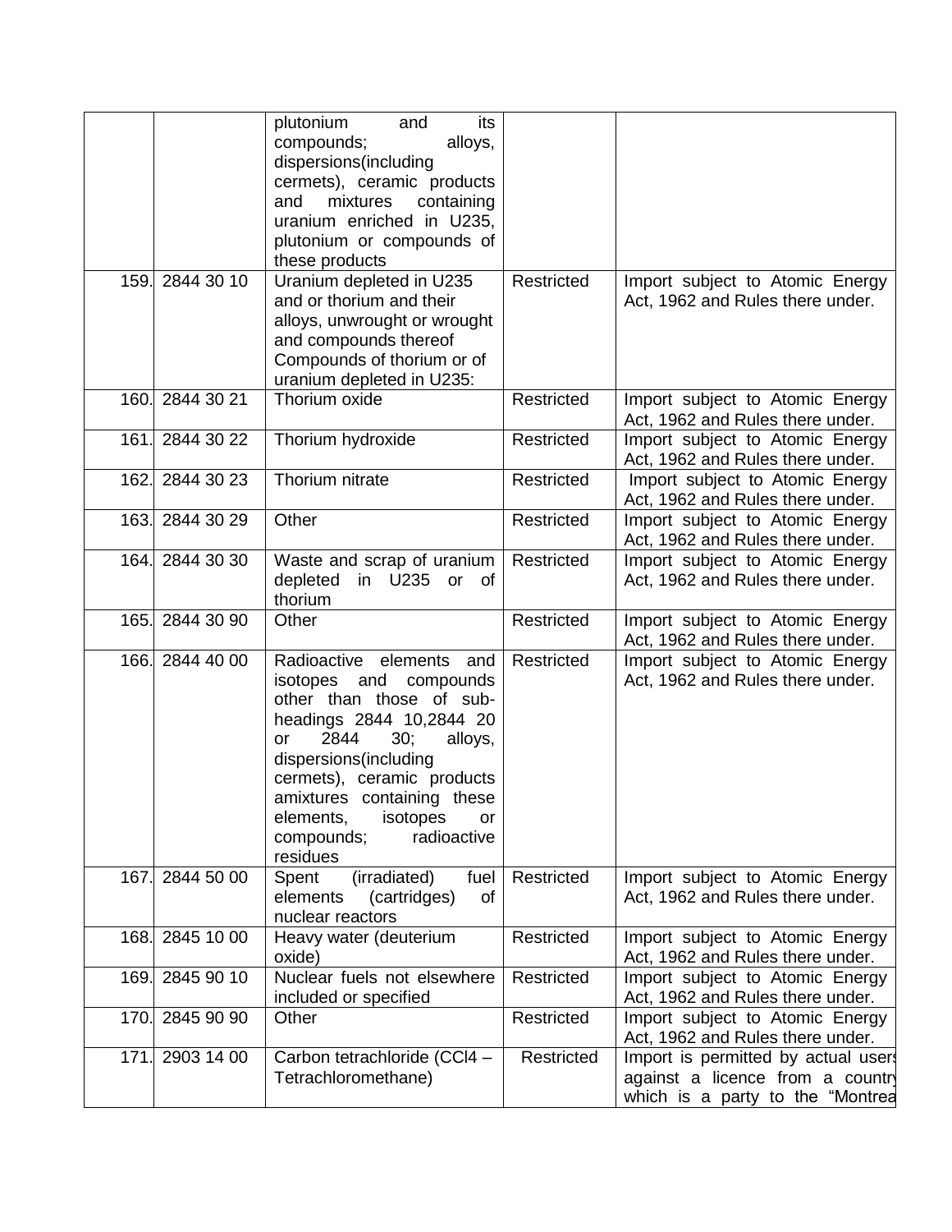| | | | | |
|---|---|---|---|---|
| | | plutonium and its compounds; alloys, dispersions(including cermets), ceramic products and mixtures containing uranium enriched in U235, plutonium or compounds of these products | | |
| 159. | 2844 30 10 | Uranium depleted in U235 and or thorium and their alloys, unwrought or wrought and compounds thereof Compounds of thorium or of uranium depleted in U235: | Restricted | Import subject to Atomic Energy Act, 1962 and Rules there under. |
| 160. | 2844 30 21 | Thorium oxide | Restricted | Import subject to Atomic Energy Act, 1962 and Rules there under. |
| 161. | 2844 30 22 | Thorium hydroxide | Restricted | Import subject to Atomic Energy Act, 1962 and Rules there under. |
| 162. | 2844 30 23 | Thorium nitrate | Restricted | Import subject to Atomic Energy Act, 1962 and Rules there under. |
| 163. | 2844 30 29 | Other | Restricted | Import subject to Atomic Energy Act, 1962 and Rules there under. |
| 164. | 2844 30 30 | Waste and scrap of uranium depleted in U235 or of thorium | Restricted | Import subject to Atomic Energy Act, 1962 and Rules there under. |
| 165. | 2844 30 90 | Other | Restricted | Import subject to Atomic Energy Act, 1962 and Rules there under. |
| 166. | 2844 40 00 | Radioactive elements and isotopes and compounds other than those of sub-headings 2844 10,2844 20 or 2844 30; alloys, dispersions(including cermets), ceramic products amixtures containing these elements, isotopes or compounds; radioactive residues | Restricted | Import subject to Atomic Energy Act, 1962 and Rules there under. |
| 167. | 2844 50 00 | Spent (irradiated) fuel elements (cartridges) of nuclear reactors | Restricted | Import subject to Atomic Energy Act, 1962 and Rules there under. |
| 168. | 2845 10 00 | Heavy water (deuterium oxide) | Restricted | Import subject to Atomic Energy Act, 1962 and Rules there under. |
| 169. | 2845 90 10 | Nuclear fuels not elsewhere included or specified | Restricted | Import subject to Atomic Energy Act, 1962 and Rules there under. |
| 170. | 2845 90 90 | Other | Restricted | Import subject to Atomic Energy Act, 1962 and Rules there under. |
| 171. | 2903 14 00 | Carbon tetrachloride ($CCl_4$ – Tetrachloromethane) | Restricted | Import is permitted by actual users against a licence from a country which is a party to the "Montrea |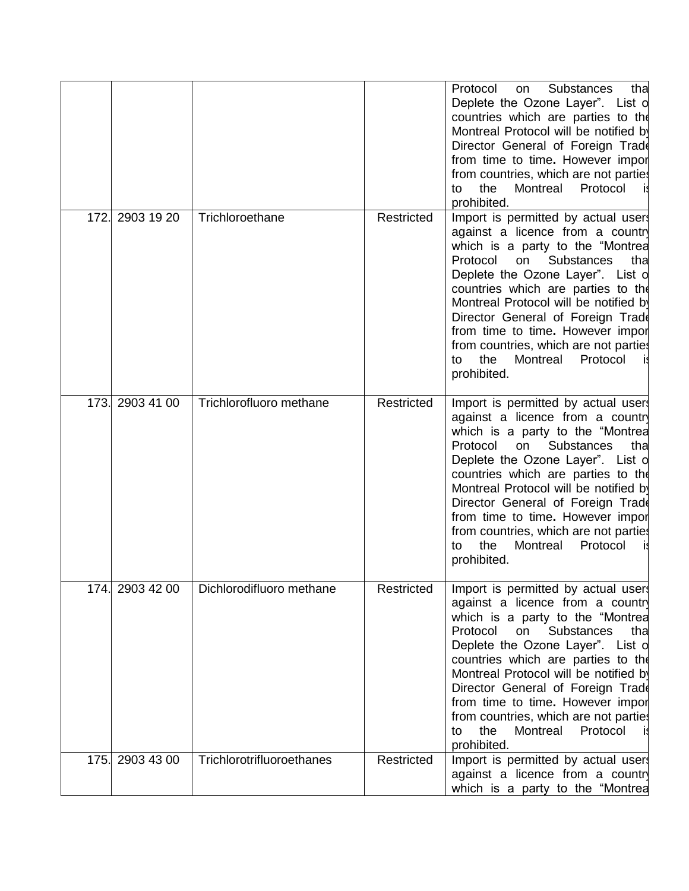| | | | | Protocol on Substances that Deplete the Ozone Layer". List of countries which are parties to the Montreal Protocol will be notified by Director General of Foreign Trade from time to time. However import from countries, which are not parties to the Montreal Protocol is prohibited. |
|---|---|---|---|---|
| 172. | 2903 19 20 | Trichloroethane | Restricted | Import is permitted by actual users against a licence from a country which is a party to the "Montreal Protocol on Substances that Deplete the Ozone Layer". List of countries which are parties to the Montreal Protocol will be notified by Director General of Foreign Trade from time to time. However import from countries, which are not parties to the Montreal Protocol is prohibited. |
| 173. | 2903 41 00 | Trichlorofluoro methane | Restricted | Import is permitted by actual users against a licence from a country which is a party to the "Montreal Protocol on Substances that Deplete the Ozone Layer". List of countries which are parties to the Montreal Protocol will be notified by Director General of Foreign Trade from time to time. However import from countries, which are not parties to the Montreal Protocol is prohibited. |
| 174. | 2903 42 00 | Dichlorodifluoro methane | Restricted | Import is permitted by actual users against a licence from a country which is a party to the "Montreal Protocol on Substances that Deplete the Ozone Layer". List of countries which are parties to the Montreal Protocol will be notified by Director General of Foreign Trade from time to time. However import from countries, which are not parties to the Montreal Protocol is prohibited. |
| 175. | 2903 43 00 | Trichlorotrifluoroethanes | Restricted | Import is permitted by actual users against a licence from a country which is a party to the "Montreal |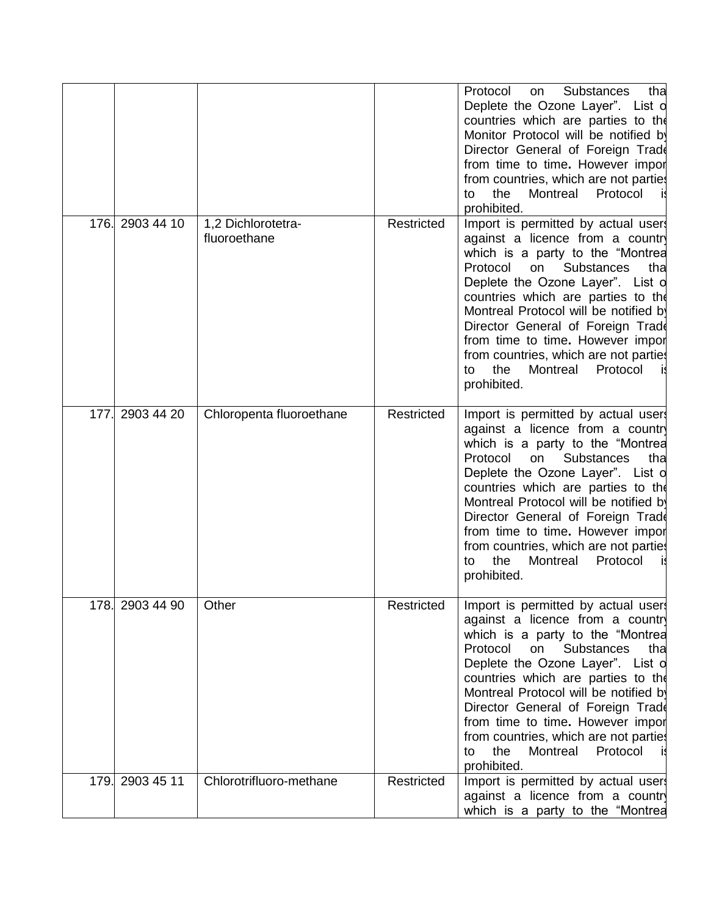| | | | | |
|---|---|---|---|---|
| | | | | Protocol on Substances tha Deplete the Ozone Layer". List o countries which are parties to the Monitor Protocol will be notified by Director General of Foreign Trade from time to time. However impor from countries, which are not parties to the Montreal Protocol is prohibited. |
| 176. | 2903 44 10 | 1,2 Dichlorotetra-fluoroethane | Restricted | Import is permitted by actual users against a licence from a country which is a party to the "Montrea Protocol on Substances tha Deplete the Ozone Layer". List o countries which are parties to the Montreal Protocol will be notified by Director General of Foreign Trade from time to time. However impor from countries, which are not parties to the Montreal Protocol is prohibited. |
| 177. | 2903 44 20 | Chloropenta fluoroethane | Restricted | Import is permitted by actual users against a licence from a country which is a party to the "Montrea Protocol on Substances tha Deplete the Ozone Layer". List o countries which are parties to the Montreal Protocol will be notified by Director General of Foreign Trade from time to time. However impor from countries, which are not parties to the Montreal Protocol is prohibited. |
| 178. | 2903 44 90 | Other | Restricted | Import is permitted by actual users against a licence from a country which is a party to the "Montrea Protocol on Substances tha Deplete the Ozone Layer". List o countries which are parties to the Montreal Protocol will be notified by Director General of Foreign Trade from time to time. However impor from countries, which are not parties to the Montreal Protocol is prohibited. |
| 179. | 2903 45 11 | Chlorotrifluoro-methane | Restricted | Import is permitted by actual users against a licence from a country which is a party to the "Montrea |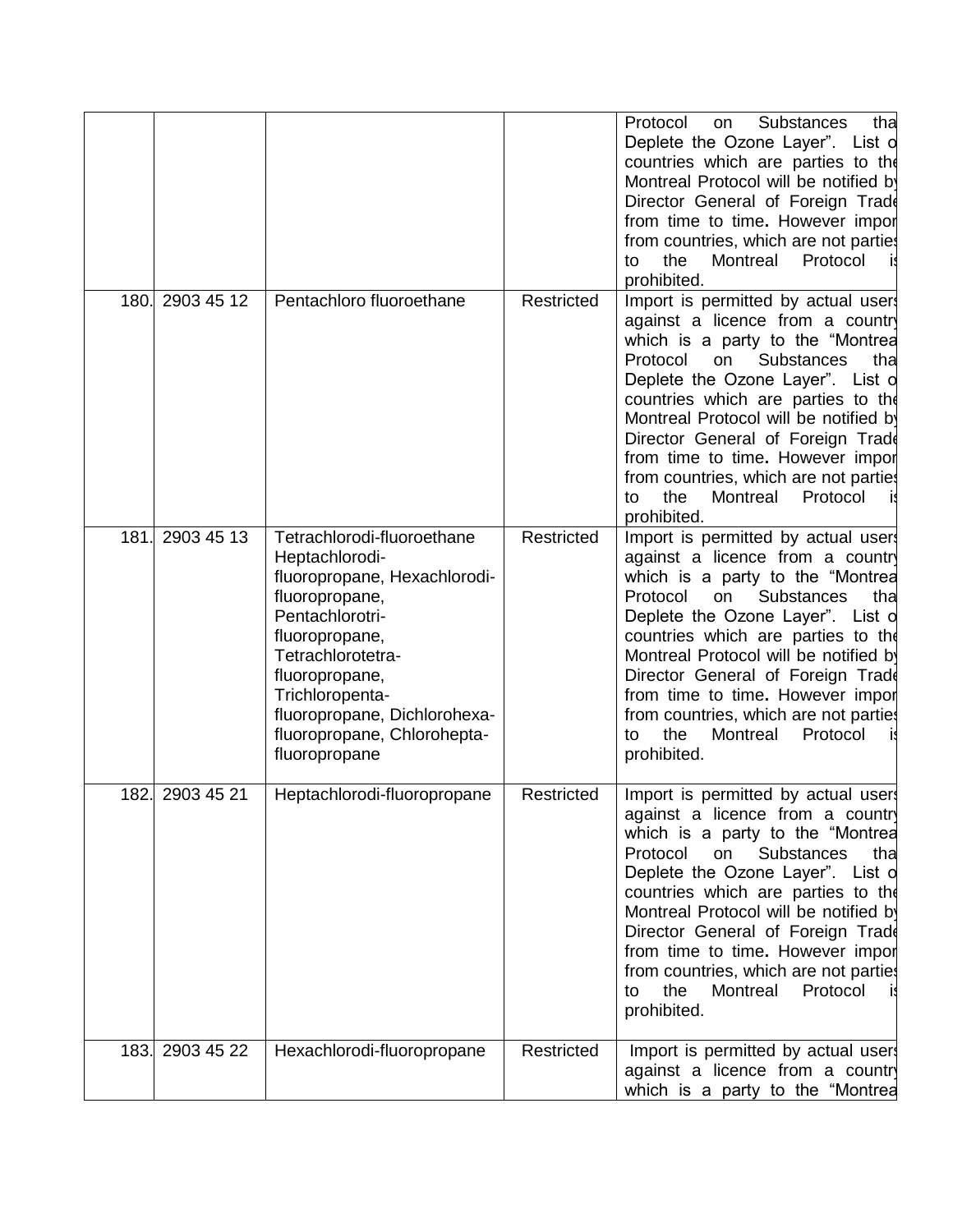|  |  |  |  | Protocol on Substances that Deplete the Ozone Layer". List of countries which are parties to the Montreal Protocol will be notified by Director General of Foreign Trade from time to time. However import from countries, which are not parties to the Montreal Protocol is prohibited. |
|---|---|---|---|---|
| 180. | 2903 45 12 | Pentachloro fluoroethane | Restricted | Import is permitted by actual users against a licence from a country which is a party to the "Montreal Protocol on Substances that Deplete the Ozone Layer". List of countries which are parties to the Montreal Protocol will be notified by Director General of Foreign Trade from time to time. However import from countries, which are not parties to the Montreal Protocol is prohibited. |
| 181. | 2903 45 13 | Tetrachlorodi-fluoroethane Heptachlorodi-fluoropropane, Hexachlorodi-fluoropropane, Pentachlorotri-fluoropropane, Tetrachlorotetra-fluoropropane, Trichloropenta-fluoropropane, Dichlorohexa-fluoropropane, Chlorohepta-fluoropropane | Restricted | Import is permitted by actual users against a licence from a country which is a party to the "Montreal Protocol on Substances that Deplete the Ozone Layer". List of countries which are parties to the Montreal Protocol will be notified by Director General of Foreign Trade from time to time. However import from countries, which are not parties to the Montreal Protocol is prohibited. |
| 182. | 2903 45 21 | Heptachlorodi-fluoropropane | Restricted | Import is permitted by actual users against a licence from a country which is a party to the "Montreal Protocol on Substances that Deplete the Ozone Layer". List of countries which are parties to the Montreal Protocol will be notified by Director General of Foreign Trade from time to time. However import from countries, which are not parties to the Montreal Protocol is prohibited. |
| 183. | 2903 45 22 | Hexachlorodi-fluoropropane | Restricted | Import is permitted by actual users against a licence from a country which is a party to the "Montreal |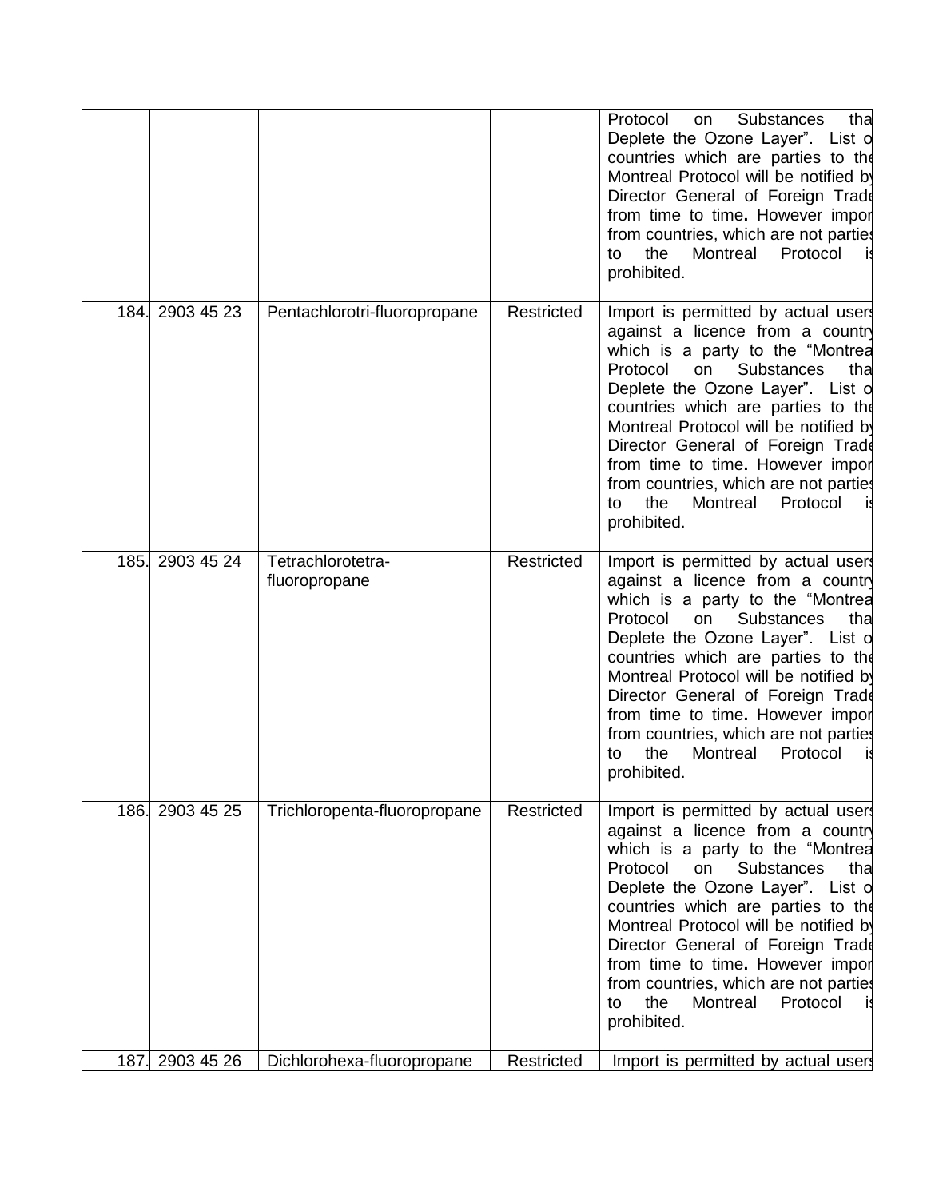| | | | | Protocol on Substances that Deplete the Ozone Layer". List of countries which are parties to the Montreal Protocol will be notified by Director General of Foreign Trade from time to time. However import from countries, which are not parties to the Montreal Protocol is prohibited. |
|---|---|---|---|---|
| 184. | 2903 45 23 | Pentachlorotri-fluoropropane | Restricted | Import is permitted by actual users against a licence from a country which is a party to the "Montreal Protocol on Substances that Deplete the Ozone Layer". List of countries which are parties to the Montreal Protocol will be notified by Director General of Foreign Trade from time to time. However import from countries, which are not parties to the Montreal Protocol is prohibited. |
| 185. | 2903 45 24 | Tetrachlorotetra-fluoropropane | Restricted | Import is permitted by actual users against a licence from a country which is a party to the "Montreal Protocol on Substances that Deplete the Ozone Layer". List of countries which are parties to the Montreal Protocol will be notified by Director General of Foreign Trade from time to time. However import from countries, which are not parties to the Montreal Protocol is prohibited. |
| 186. | 2903 45 25 | Trichloropenta-fluoropropane | Restricted | Import is permitted by actual users against a licence from a country which is a party to the "Montreal Protocol on Substances that Deplete the Ozone Layer". List of countries which are parties to the Montreal Protocol will be notified by Director General of Foreign Trade from time to time. However import from countries, which are not parties to the Montreal Protocol is prohibited. |
| 187. | 2903 45 26 | Dichlorohexa-fluoropropane | Restricted | Import is permitted by actual users |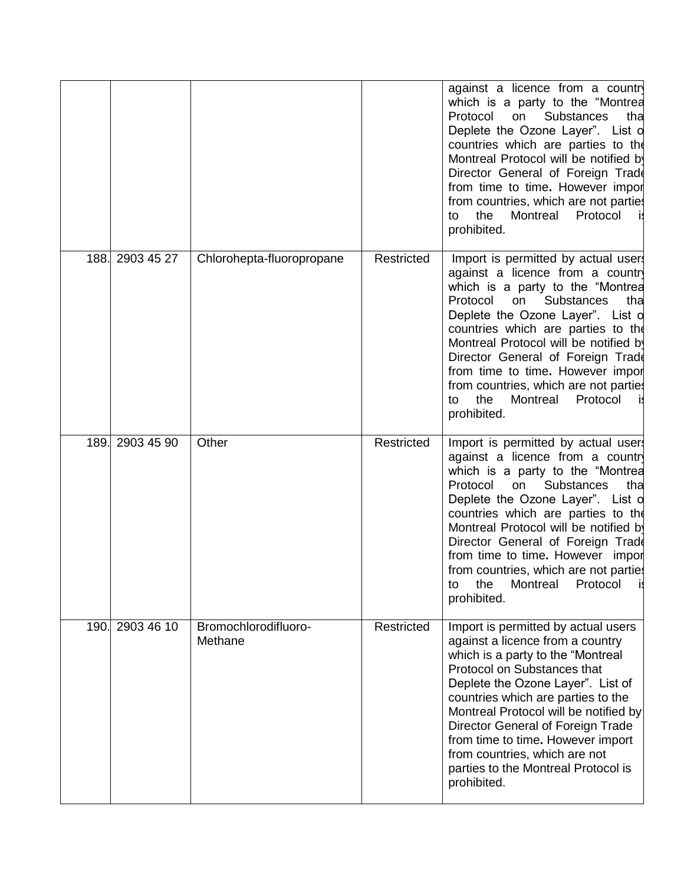| | | | | |
|---|---|---|---|---|
| | | | | against a licence from a country which is a party to the "Montreal Protocol on Substances that Deplete the Ozone Layer". List of countries which are parties to the Montreal Protocol will be notified by Director General of Foreign Trade from time to time. However import from countries, which are not parties to the Montreal Protocol is prohibited. |
| 188. | 2903 45 27 | Chlorohepta-fluoropropane | Restricted | Import is permitted by actual users against a licence from a country which is a party to the "Montreal Protocol on Substances that Deplete the Ozone Layer". List of countries which are parties to the Montreal Protocol will be notified by Director General of Foreign Trade from time to time. However import from countries, which are not parties to the Montreal Protocol is prohibited. |
| 189. | 2903 45 90 | Other | Restricted | Import is permitted by actual users against a licence from a country which is a party to the "Montreal Protocol on Substances that Deplete the Ozone Layer". List of countries which are parties to the Montreal Protocol will be notified by Director General of Foreign Trade from time to time. However import from countries, which are not parties to the Montreal Protocol is prohibited. |
| 190. | 2903 46 10 | Bromochlorodifluoro-Methane | Restricted | Import is permitted by actual users against a licence from a country which is a party to the "Montreal Protocol on Substances that Deplete the Ozone Layer". List of countries which are parties to the Montreal Protocol will be notified by Director General of Foreign Trade from time to time. However import from countries, which are not parties to the Montreal Protocol is prohibited. |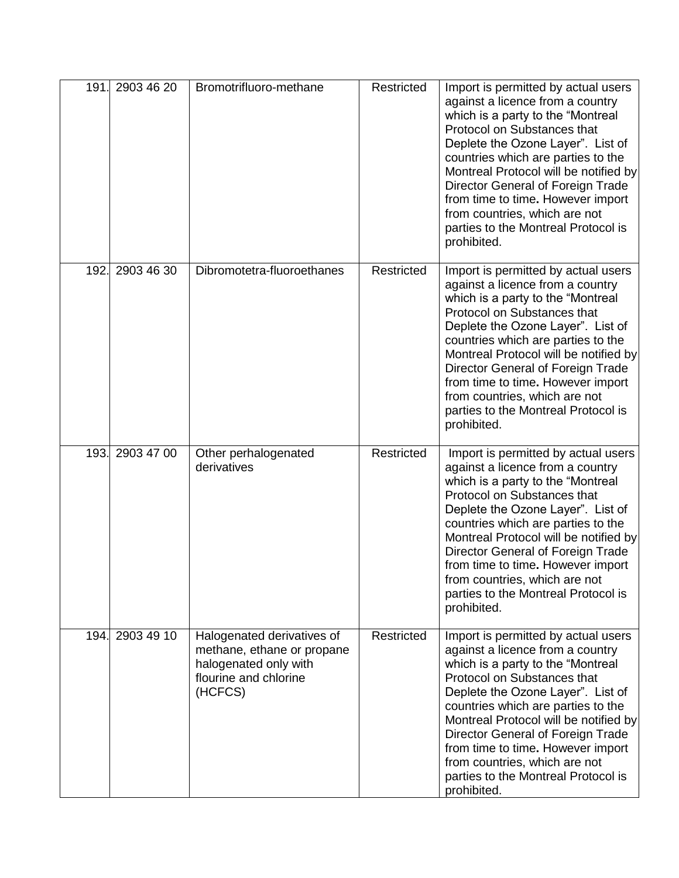| 191. | 2903 46 20 | Bromotrifluoro-methane | Restricted | Import is permitted by actual users against a licence from a country which is a party to the “Montreal Protocol on Substances that Deplete the Ozone Layer”. List of countries which are parties to the Montreal Protocol will be notified by Director General of Foreign Trade from time to time. However import from countries, which are not parties to the Montreal Protocol is prohibited. |
|---|---|---|---|---|
| 192. | 2903 46 30 | Dibromotetra-fluoroethanes | Restricted | Import is permitted by actual users against a licence from a country which is a party to the “Montreal Protocol on Substances that Deplete the Ozone Layer”. List of countries which are parties to the Montreal Protocol will be notified by Director General of Foreign Trade from time to time. However import from countries, which are not parties to the Montreal Protocol is prohibited. |
| 193. | 2903 47 00 | Other perhalogenated derivatives | Restricted | Import is permitted by actual users against a licence from a country which is a party to the “Montreal Protocol on Substances that Deplete the Ozone Layer”. List of countries which are parties to the Montreal Protocol will be notified by Director General of Foreign Trade from time to time. However import from countries, which are not parties to the Montreal Protocol is prohibited. |
| 194. | 2903 49 10 | Halogenated derivatives of methane, ethane or propane halogenated only with flourine and chlorine (HCFCS) | Restricted | Import is permitted by actual users against a licence from a country which is a party to the “Montreal Protocol on Substances that Deplete the Ozone Layer”. List of countries which are parties to the Montreal Protocol will be notified by Director General of Foreign Trade from time to time. However import from countries, which are not parties to the Montreal Protocol is prohibited. |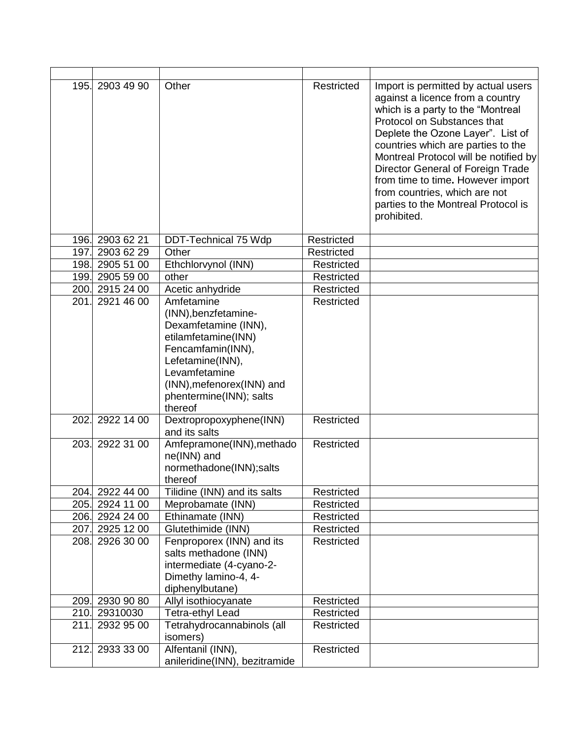| | | | | |
|---|---|---|---|---|
| 195. | 2903 49 90 | Other | Restricted | Import is permitted by actual users against a licence from a country which is a party to the “Montreal Protocol on Substances that Deplete the Ozone Layer”. List of countries which are parties to the Montreal Protocol will be notified by Director General of Foreign Trade from time to time. However import from countries, which are not parties to the Montreal Protocol is prohibited. |
| 196. | 2903 62 21 | DDT-Technical 75 Wdp | Restricted | |
| 197. | 2903 62 29 | Other | Restricted | |
| 198. | 2905 51 00 | Ethchlorvynol (INN) | Restricted | |
| 199. | 2905 59 00 | other | Restricted | |
| 200. | 2915 24 00 | Acetic anhydride | Restricted | |
| 201. | 2921 46 00 | Amfetamine (INN),benzfetamine-Dexamfetamine (INN), etilamfetamine(INN) Fencamfamin(INN), Lefetamine(INN), Levamfetamine (INN),mefenorex(INN) and phentermine(INN); salts thereof | Restricted | |
| 202. | 2922 14 00 | Dextropropoxyphene(INN) and its salts | Restricted | |
| 203. | 2922 31 00 | Amfepramone(INN),methadone(INN) and normethadone(INN);salts thereof | Restricted | |
| 204. | 2922 44 00 | Tilidine (INN) and its salts | Restricted | |
| 205. | 2924 11 00 | Meprobamate (INN) | Restricted | |
| 206. | 2924 24 00 | Ethinamate (INN) | Restricted | |
| 207. | 2925 12 00 | Glutethimide (INN) | Restricted | |
| 208. | 2926 30 00 | Fenproporex (INN) and its salts methadone (INN) intermediate (4-cyano-2-Dimethy lamino-4, 4-diphenylbutane) | Restricted | |
| 209. | 2930 90 80 | Allyl isothiocyanate | Restricted | |
| 210. | 29310030 | Tetra-ethyl Lead | Restricted | |
| 211. | 2932 95 00 | Tetrahydrocannabinols (all isomers) | Restricted | |
| 212. | 2933 33 00 | Alfentanil (INN), anileridine(INN), bezitramide | Restricted | |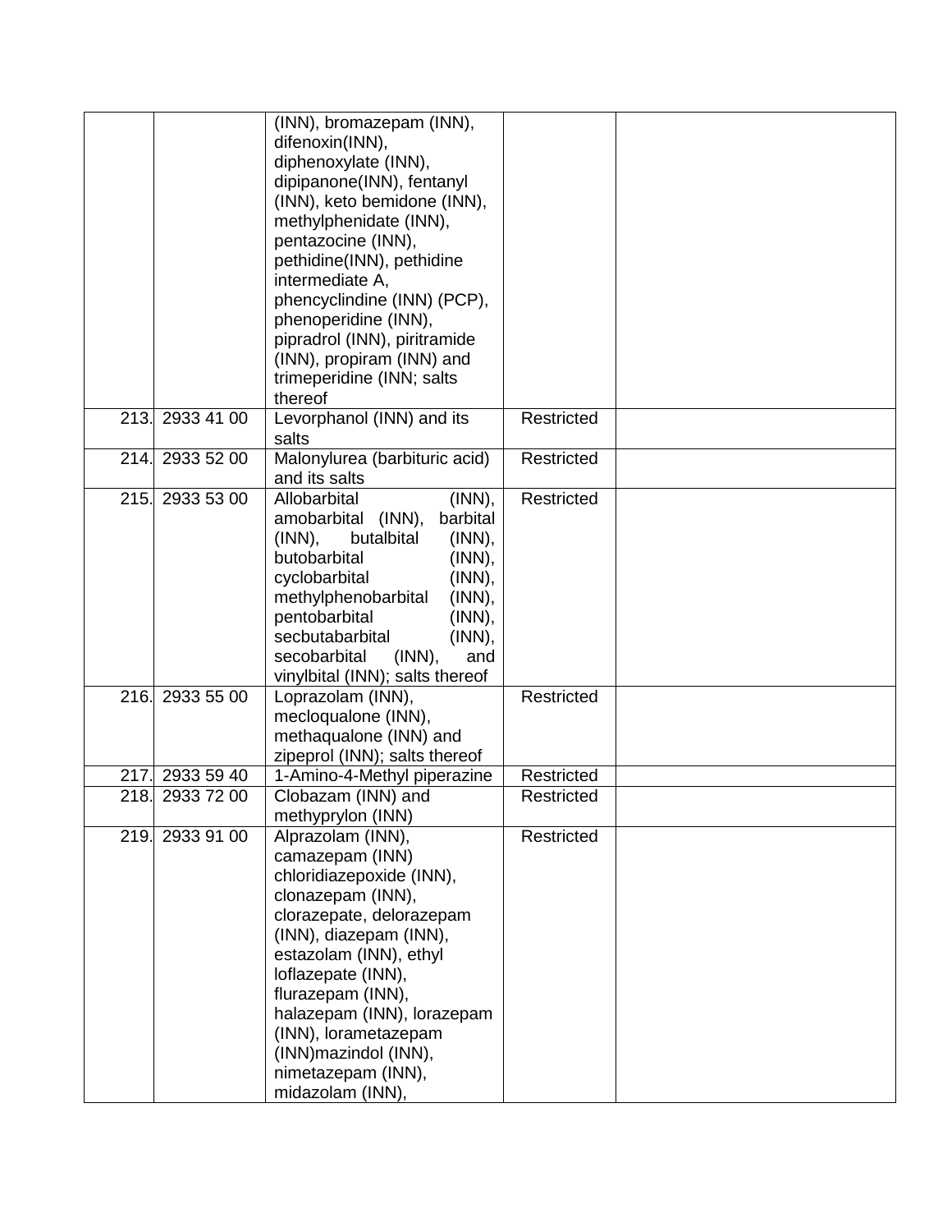| | | | | |
|---|---|---|---|---|
| | | (INN), bromazepam (INN), difenoxin(INN), diphenoxylate (INN), dipipanone(INN), fentanyl (INN), keto bemidone (INN), methylphenidate (INN), pentazocine (INN), pethidine(INN), pethidine intermediate A, phencyclindine (INN) (PCP), phenoperidine (INN), pipradrol (INN), piritramide (INN), propiram (INN) and trimeperidine (INN; salts thereof | | |
| 213. | 2933 41 00 | Levorphanol (INN) and its salts | Restricted | |
| 214. | 2933 52 00 | Malonylurea (barbituric acid) and its salts | Restricted | |
| 215. | 2933 53 00 | Allobarbital (INN), amobarbital (INN), barbital (INN), butalbital (INN), butobarbital (INN), cyclobarbital (INN), methylphenobarbital (INN), pentobarbital (INN), secbutabarbital (INN), secobarbital (INN), and vinylbital (INN); salts thereof | Restricted | |
| 216. | 2933 55 00 | Loprazolam (INN), mecloqualone (INN), methaqualone (INN) and zipeprol (INN); salts thereof | Restricted | |
| 217. | 2933 59 40 | 1-Amino-4-Methyl piperazine | Restricted | |
| 218. | 2933 72 00 | Clobazam (INN) and methyprylon (INN) | Restricted | |
| 219. | 2933 91 00 | Alprazolam (INN), camazepam (INN) chloridiazepoxide (INN), clonazepam (INN), clorazepate, delorazepam (INN), diazepam (INN), estazolam (INN), ethyl loflazepate (INN), flurazepam (INN), halazepam (INN), lorazepam (INN), lorametazepam (INN)mazindol (INN), nimetazepam (INN), midazolam (INN), | Restricted | |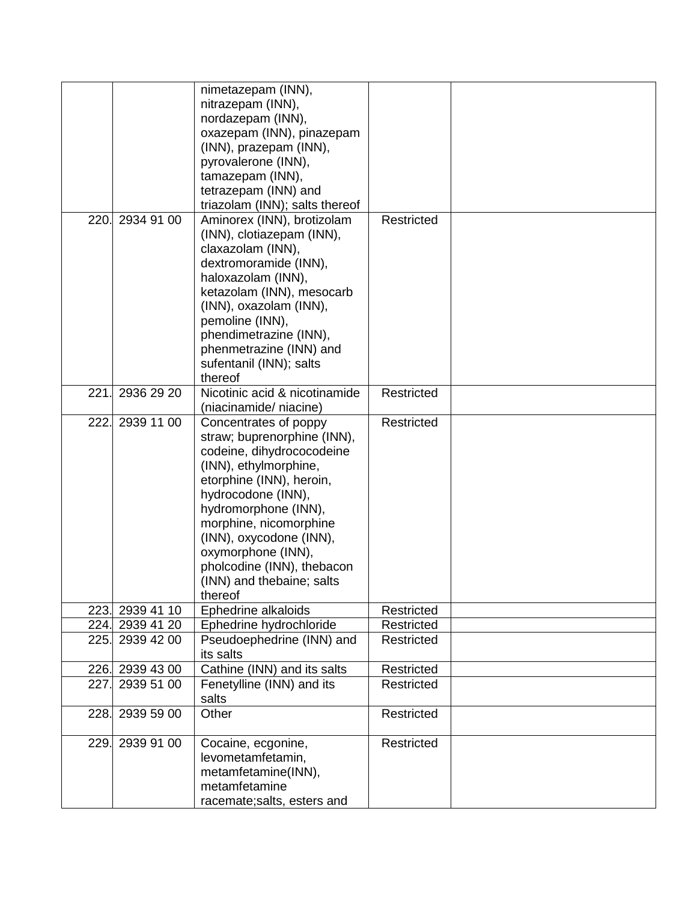| | | | | |
|---|---|---|---|---|
| | | nimetazepam (INN), nitrazepam (INN), nordazepam (INN), oxazepam (INN), pinazepam (INN), prazepam (INN), pyrovalerone (INN), tamazepam (INN), tetrazepam (INN) and triazolam (INN); salts thereof | | |
| 220. | 2934 91 00 | Aminorex (INN), brotizolam (INN), clotiazepam (INN), claxazolam (INN), dextromoramide (INN), haloxazolam (INN), ketazolam (INN), mesocarb (INN), oxazolam (INN), pemoline (INN), phendimetrazine (INN), phenmetrazine (INN) and sufentanil (INN); salts thereof | Restricted | |
| 221. | 2936 29 20 | Nicotinic acid & nicotinamide (niacinamide/ niacine) | Restricted | |
| 222. | 2939 11 00 | Concentrates of poppy straw; buprenorphine (INN), codeine, dihydrococodeine (INN), ethylmorphine, etorphine (INN), heroin, hydrocodone (INN), hydromorphone (INN), morphine, nicomorphine (INN), oxycodone (INN), oxymorphone (INN), pholcodine (INN), thebacon (INN) and thebaine; salts thereof | Restricted | |
| 223. | 2939 41 10 | Ephedrine alkaloids | Restricted | |
| 224. | 2939 41 20 | Ephedrine hydrochloride | Restricted | |
| 225. | 2939 42 00 | Pseudoephedrine (INN) and its salts | Restricted | |
| 226. | 2939 43 00 | Cathine (INN) and its salts | Restricted | |
| 227. | 2939 51 00 | Fenetylline (INN) and its salts | Restricted | |
| 228. | 2939 59 00 | Other | Restricted | |
| 229. | 2939 91 00 | Cocaine, ecgonine, levometamfetamin, metamfetamine(INN), metamfetamine racemate;salts, esters and | Restricted | |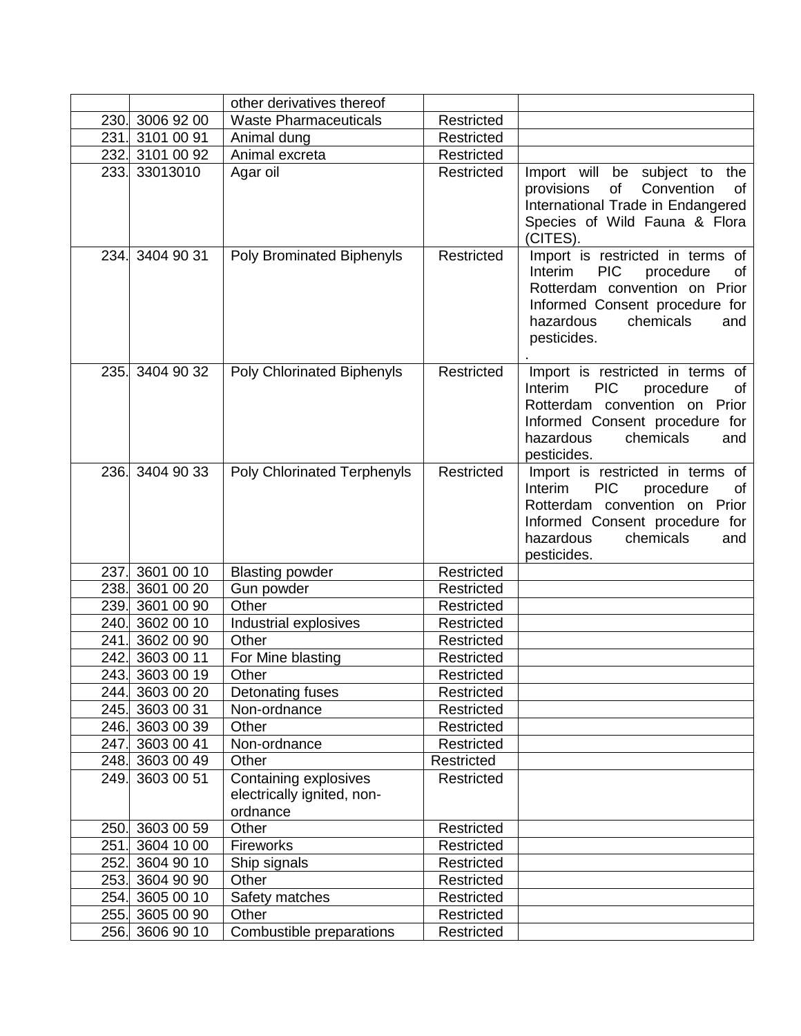| | | | | |
|---|---|---|---|---|
| | | other derivatives thereof | | |
| 230. | 3006 92 00 | Waste Pharmaceuticals | Restricted | |
| 231. | 3101 00 91 | Animal dung | Restricted | |
| 232. | 3101 00 92 | Animal excreta | Restricted | |
| 233. | 33013010 | Agar oil | Restricted | Import will be subject to the provisions of Convention of International Trade in Endangered Species of Wild Fauna & Flora (CITES). |
| 234. | 3404 90 31 | Poly Brominated Biphenyls | Restricted | Import is restricted in terms of Interim PIC procedure of Rotterdam convention on Prior Informed Consent procedure for hazardous chemicals and pesticides. . |
| 235. | 3404 90 32 | Poly Chlorinated Biphenyls | Restricted | Import is restricted in terms of Interim PIC procedure of Rotterdam convention on Prior Informed Consent procedure for hazardous chemicals and pesticides. |
| 236. | 3404 90 33 | Poly Chlorinated Terphenyls | Restricted | Import is restricted in terms of Interim PIC procedure of Rotterdam convention on Prior Informed Consent procedure for hazardous chemicals and pesticides. |
| 237. | 3601 00 10 | Blasting powder | Restricted | |
| 238. | 3601 00 20 | Gun powder | Restricted | |
| 239. | 3601 00 90 | Other | Restricted | |
| 240. | 3602 00 10 | Industrial explosives | Restricted | |
| 241. | 3602 00 90 | Other | Restricted | |
| 242. | 3603 00 11 | For Mine blasting | Restricted | |
| 243. | 3603 00 19 | Other | Restricted | |
| 244. | 3603 00 20 | Detonating fuses | Restricted | |
| 245. | 3603 00 31 | Non-ordnance | Restricted | |
| 246. | 3603 00 39 | Other | Restricted | |
| 247. | 3603 00 41 | Non-ordnance | Restricted | |
| 248. | 3603 00 49 | Other | Restricted | |
| 249. | 3603 00 51 | Containing explosives electrically ignited, non-ordnance | Restricted | |
| 250. | 3603 00 59 | Other | Restricted | |
| 251. | 3604 10 00 | Fireworks | Restricted | |
| 252. | 3604 90 10 | Ship signals | Restricted | |
| 253. | 3604 90 90 | Other | Restricted | |
| 254. | 3605 00 10 | Safety matches | Restricted | |
| 255. | 3605 00 90 | Other | Restricted | |
| 256. | 3606 90 10 | Combustible preparations | Restricted | |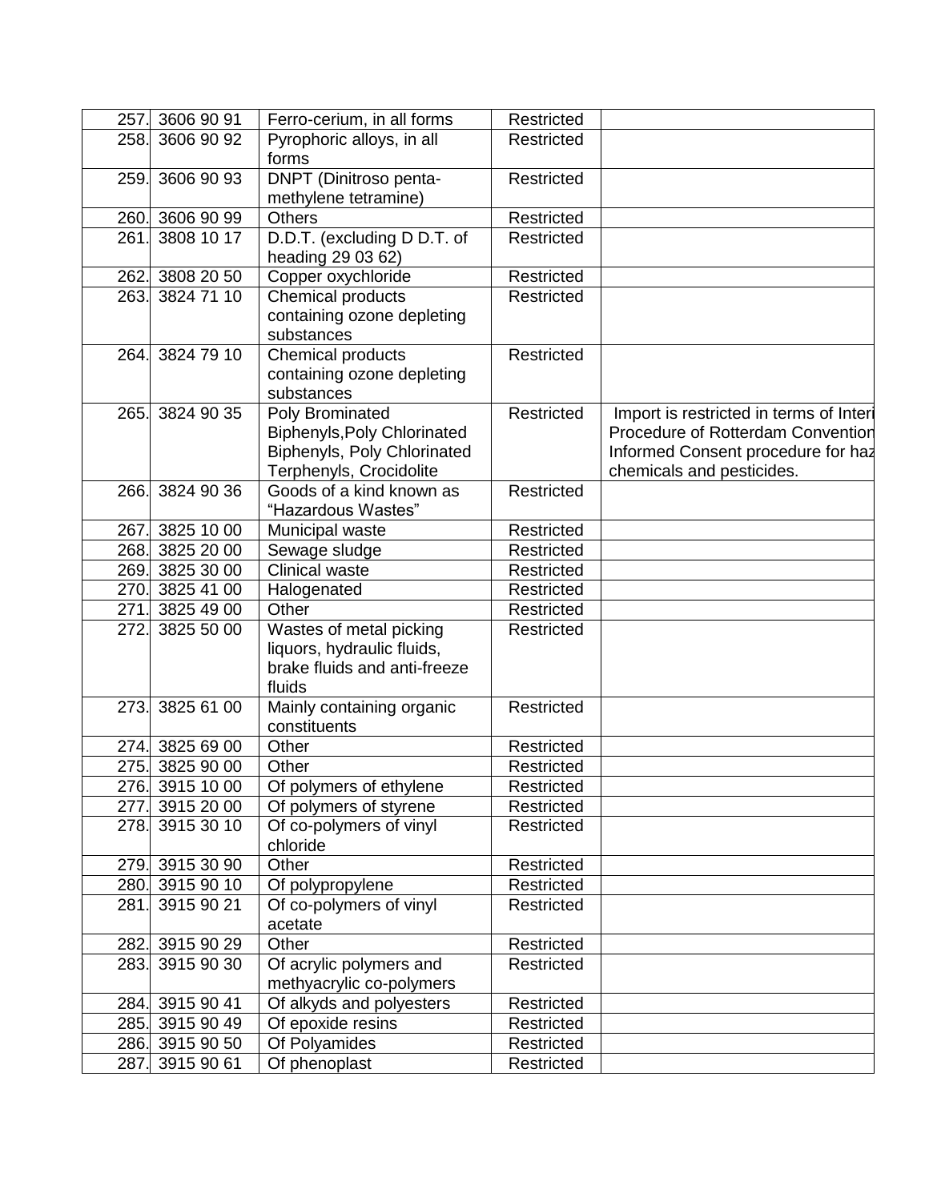| 257. | 3606 90 91 | Ferro-cerium, in all forms | Restricted | |
|---|---|---|---|---|
| 258. | 3606 90 92 | Pyrophoric alloys, in all forms | Restricted | |
| 259. | 3606 90 93 | DNPT (Dinitroso penta-methylene tetramine) | Restricted | |
| 260. | 3606 90 99 | Others | Restricted | |
| 261. | 3808 10 17 | D.D.T. (excluding D D.T. of heading 29 03 62) | Restricted | |
| 262. | 3808 20 50 | Copper oxychloride | Restricted | |
| 263. | 3824 71 10 | Chemical products containing ozone depleting substances | Restricted | |
| 264. | 3824 79 10 | Chemical products containing ozone depleting substances | Restricted | |
| 265. | 3824 90 35 | Poly Brominated Biphenyls,Poly Chlorinated Biphenyls, Poly Chlorinated Terphenyls, Crocidolite | Restricted | Import is restricted in terms of Interi Procedure of Rotterdam Convention Informed Consent procedure for haz chemicals and pesticides. |
| 266. | 3824 90 36 | Goods of a kind known as "Hazardous Wastes" | Restricted | |
| 267. | 3825 10 00 | Municipal waste | Restricted | |
| 268. | 3825 20 00 | Sewage sludge | Restricted | |
| 269. | 3825 30 00 | Clinical waste | Restricted | |
| 270. | 3825 41 00 | Halogenated | Restricted | |
| 271. | 3825 49 00 | Other | Restricted | |
| 272. | 3825 50 00 | Wastes of metal picking liquors, hydraulic fluids, brake fluids and anti-freeze fluids | Restricted | |
| 273. | 3825 61 00 | Mainly containing organic constituents | Restricted | |
| 274. | 3825 69 00 | Other | Restricted | |
| 275. | 3825 90 00 | Other | Restricted | |
| 276. | 3915 10 00 | Of polymers of ethylene | Restricted | |
| 277. | 3915 20 00 | Of polymers of styrene | Restricted | |
| 278. | 3915 30 10 | Of co-polymers of vinyl chloride | Restricted | |
| 279. | 3915 30 90 | Other | Restricted | |
| 280. | 3915 90 10 | Of polypropylene | Restricted | |
| 281. | 3915 90 21 | Of co-polymers of vinyl acetate | Restricted | |
| 282. | 3915 90 29 | Other | Restricted | |
| 283. | 3915 90 30 | Of acrylic polymers and methyacrylic co-polymers | Restricted | |
| 284. | 3915 90 41 | Of alkyds and polyesters | Restricted | |
| 285. | 3915 90 49 | Of epoxide resins | Restricted | |
| 286. | 3915 90 50 | Of Polyamides | Restricted | |
| 287. | 3915 90 61 | Of phenoplast | Restricted | |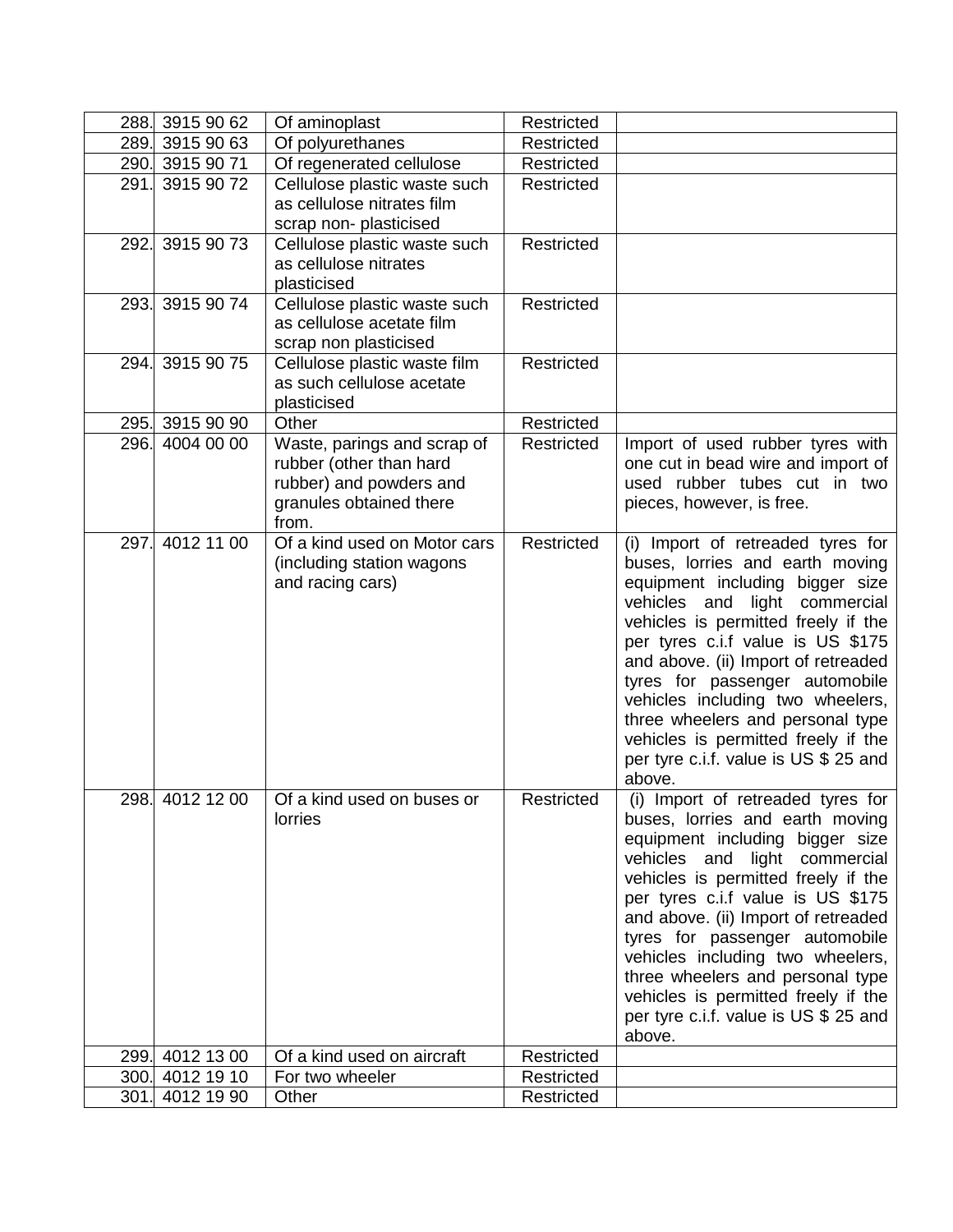| | | | | |
|---|---|---|---|---|
| 288. | 3915 90 62 | Of aminoplast | Restricted | |
| 289. | 3915 90 63 | Of polyurethanes | Restricted | |
| 290. | 3915 90 71 | Of regenerated cellulose | Restricted | |
| 291. | 3915 90 72 | Cellulose plastic waste such as cellulose nitrates film scrap non- plasticised | Restricted | |
| 292. | 3915 90 73 | Cellulose plastic waste such as cellulose nitrates plasticised | Restricted | |
| 293. | 3915 90 74 | Cellulose plastic waste such as cellulose acetate film scrap non plasticised | Restricted | |
| 294. | 3915 90 75 | Cellulose plastic waste film as such cellulose acetate plasticised | Restricted | |
| 295. | 3915 90 90 | Other | Restricted | |
| 296. | 4004 00 00 | Waste, parings and scrap of rubber (other than hard rubber) and powders and granules obtained there from. | Restricted | Import of used rubber tyres with one cut in bead wire and import of used rubber tubes cut in two pieces, however, is free. |
| 297. | 4012 11 00 | Of a kind used on Motor cars (including station wagons and racing cars) | Restricted | (i) Import of retreaded tyres for buses, lorries and earth moving equipment including bigger size vehicles and light commercial vehicles is permitted freely if the per tyres c.i.f value is US $175 and above. (ii) Import of retreaded tyres for passenger automobile vehicles including two wheelers, three wheelers and personal type vehicles is permitted freely if the per tyre c.i.f. value is US $ 25 and above. |
| 298. | 4012 12 00 | Of a kind used on buses or lorries | Restricted | (i) Import of retreaded tyres for buses, lorries and earth moving equipment including bigger size vehicles and light commercial vehicles is permitted freely if the per tyres c.i.f value is US $175 and above. (ii) Import of retreaded tyres for passenger automobile vehicles including two wheelers, three wheelers and personal type vehicles is permitted freely if the per tyre c.i.f. value is US $ 25 and above. |
| 299. | 4012 13 00 | Of a kind used on aircraft | Restricted | |
| 300. | 4012 19 10 | For two wheeler | Restricted | |
| 301. | 4012 19 90 | Other | Restricted | |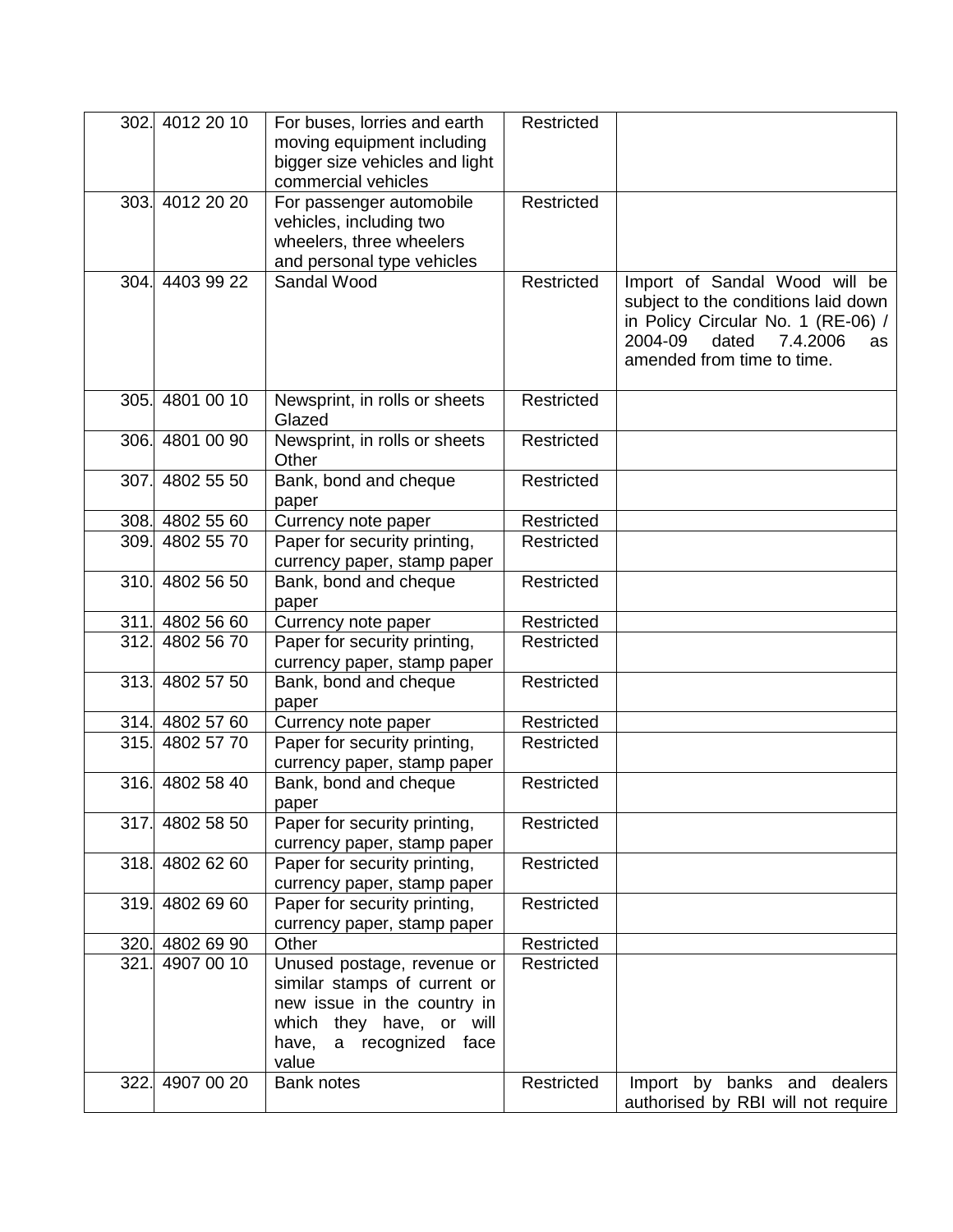| 302. | 4012 20 10 | For buses, lorries and earth moving equipment including bigger size vehicles and light commercial vehicles | Restricted | |
|---|---|---|---|---|
| 303. | 4012 20 20 | For passenger automobile vehicles, including two wheelers, three wheelers and personal type vehicles | Restricted | |
| 304. | 4403 99 22 | Sandal Wood | Restricted | Import of Sandal Wood will be subject to the conditions laid down in Policy Circular No. 1 (RE-06) / 2004-09 dated 7.4.2006 as amended from time to time. |
| 305. | 4801 00 10 | Newsprint, in rolls or sheets Glazed | Restricted | |
| 306. | 4801 00 90 | Newsprint, in rolls or sheets Other | Restricted | |
| 307. | 4802 55 50 | Bank, bond and cheque paper | Restricted | |
| 308. | 4802 55 60 | Currency note paper | Restricted | |
| 309. | 4802 55 70 | Paper for security printing, currency paper, stamp paper | Restricted | |
| 310. | 4802 56 50 | Bank, bond and cheque paper | Restricted | |
| 311. | 4802 56 60 | Currency note paper | Restricted | |
| 312. | 4802 56 70 | Paper for security printing, currency paper, stamp paper | Restricted | |
| 313. | 4802 57 50 | Bank, bond and cheque paper | Restricted | |
| 314. | 4802 57 60 | Currency note paper | Restricted | |
| 315. | 4802 57 70 | Paper for security printing, currency paper, stamp paper | Restricted | |
| 316. | 4802 58 40 | Bank, bond and cheque paper | Restricted | |
| 317. | 4802 58 50 | Paper for security printing, currency paper, stamp paper | Restricted | |
| 318. | 4802 62 60 | Paper for security printing, currency paper, stamp paper | Restricted | |
| 319. | 4802 69 60 | Paper for security printing, currency paper, stamp paper | Restricted | |
| 320. | 4802 69 90 | Other | Restricted | |
| 321. | 4907 00 10 | Unused postage, revenue or similar stamps of current or new issue in the country in which they have, or will have, a recognized face value | Restricted | |
| 322. | 4907 00 20 | Bank notes | Restricted | Import by banks and dealers authorised by RBI will not require |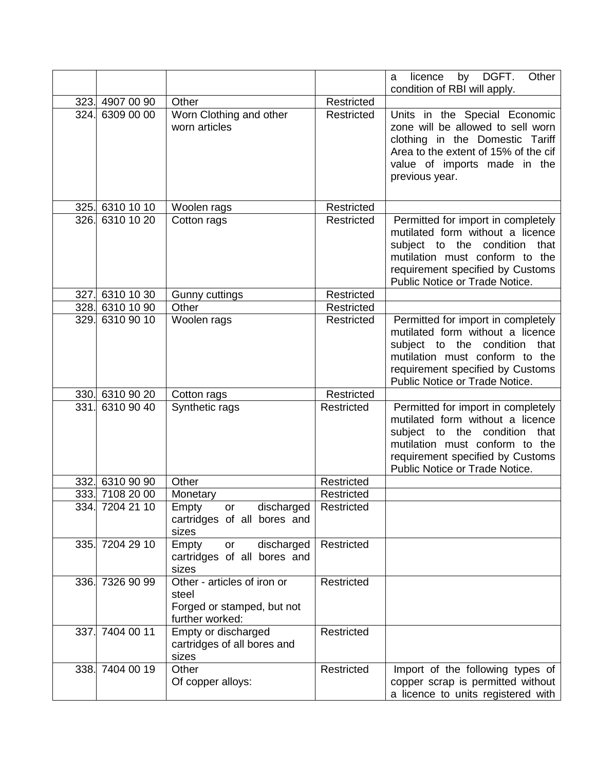|  |  |  |  | a licence by DGFT. Other condition of RBI will apply. |
|---|---|---|---|---|
| 323. | 4907 00 90 | Other | Restricted |  |
| 324. | 6309 00 00 | Worn Clothing and other worn articles | Restricted | Units in the Special Economic zone will be allowed to sell worn clothing in the Domestic Tariff Area to the extent of 15% of the cif value of imports made in the previous year. |
| 325. | 6310 10 10 | Woolen rags | Restricted |  |
| 326. | 6310 10 20 | Cotton rags | Restricted | Permitted for import in completely mutilated form without a licence subject to the condition that mutilation must conform to the requirement specified by Customs Public Notice or Trade Notice. |
| 327. | 6310 10 30 | Gunny cuttings | Restricted |  |
| 328. | 6310 10 90 | Other | Restricted |  |
| 329. | 6310 90 10 | Woolen rags | Restricted | Permitted for import in completely mutilated form without a licence subject to the condition that mutilation must conform to the requirement specified by Customs Public Notice or Trade Notice. |
| 330. | 6310 90 20 | Cotton rags | Restricted |  |
| 331. | 6310 90 40 | Synthetic rags | Restricted | Permitted for import in completely mutilated form without a licence subject to the condition that mutilation must conform to the requirement specified by Customs Public Notice or Trade Notice. |
| 332. | 6310 90 90 | Other | Restricted |  |
| 333. | 7108 20 00 | Monetary | Restricted |  |
| 334. | 7204 21 10 | Empty or discharged cartridges of all bores and sizes | Restricted |  |
| 335. | 7204 29 10 | Empty or discharged cartridges of all bores and sizes | Restricted |  |
| 336. | 7326 90 99 | Other - articles of iron or steel<br>Forged or stamped, but not further worked: | Restricted |  |
| 337. | 7404 00 11 | Empty or discharged cartridges of all bores and sizes | Restricted |  |
| 338. | 7404 00 19 | Other<br>Of copper alloys: | Restricted | Import of the following types of copper scrap is permitted without a licence to units registered with |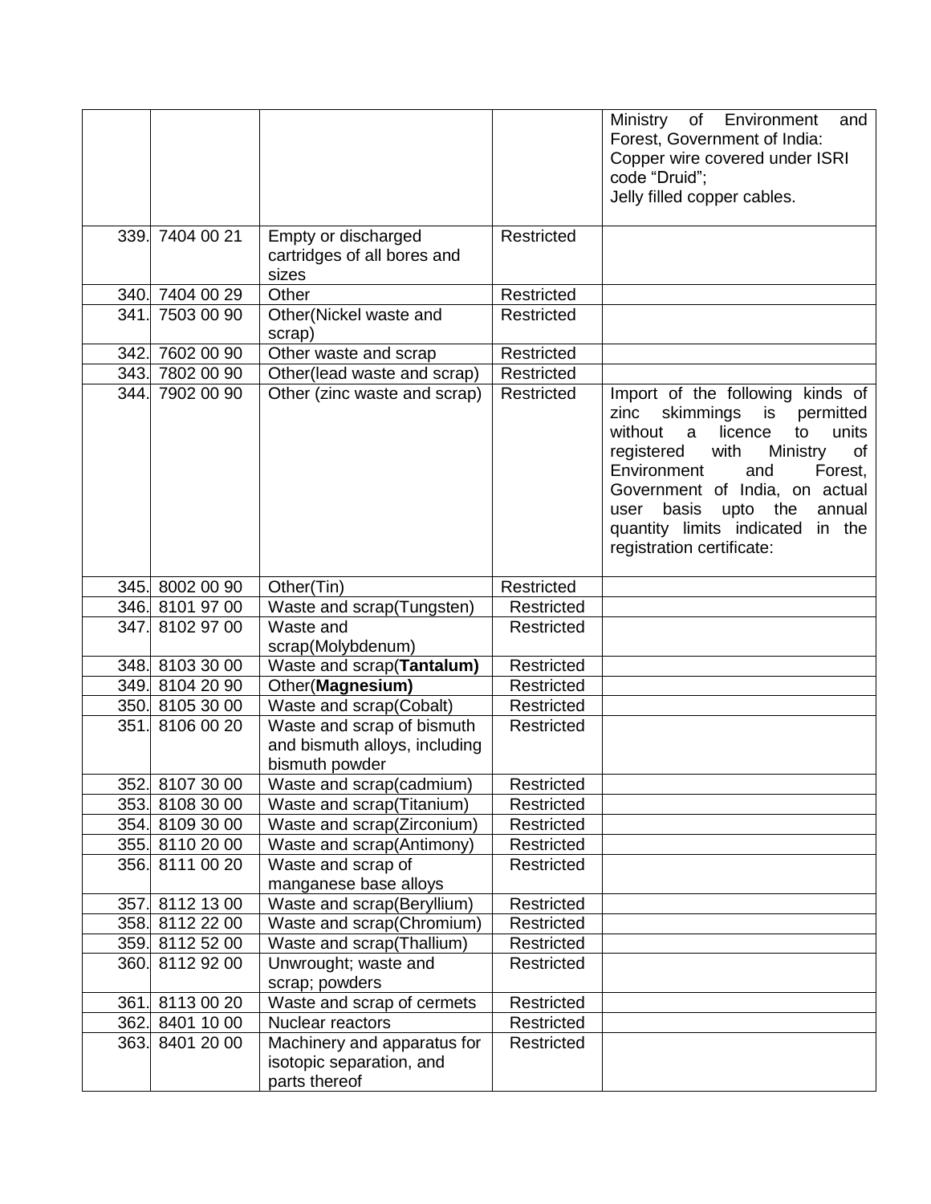| | | | | |
|---|---|---|---|---|
| | | | | Ministry of Environment and Forest, Government of India: Copper wire covered under ISRI code "Druid"; Jelly filled copper cables. |
| 339. | 7404 00 21 | Empty or discharged cartridges of all bores and sizes | Restricted | |
| 340. | 7404 00 29 | Other | Restricted | |
| 341. | 7503 00 90 | Other(Nickel waste and scrap) | Restricted | |
| 342. | 7602 00 90 | Other waste and scrap | Restricted | |
| 343. | 7802 00 90 | Other(lead waste and scrap) | Restricted | |
| 344. | 7902 00 90 | Other (zinc waste and scrap) | Restricted | Import of the following kinds of zinc skimmings is permitted without a licence to units registered with Ministry of Environment and Forest, Government of India, on actual user basis upto the annual quantity limits indicated in the registration certificate: |
| 345. | 8002 00 90 | Other(Tin) | Restricted | |
| 346. | 8101 97 00 | Waste and scrap(Tungsten) | Restricted | |
| 347. | 8102 97 00 | Waste and scrap(Molybdenum) | Restricted | |
| 348. | 8103 30 00 | Waste and scrap(**Tantalum)** | Restricted | |
| 349. | 8104 20 90 | Other(**Magnesium)** | Restricted | |
| 350. | 8105 30 00 | Waste and scrap(Cobalt) | Restricted | |
| 351. | 8106 00 20 | Waste and scrap of bismuth and bismuth alloys, including bismuth powder | Restricted | |
| 352. | 8107 30 00 | Waste and scrap(cadmium) | Restricted | |
| 353. | 8108 30 00 | Waste and scrap(Titanium) | Restricted | |
| 354. | 8109 30 00 | Waste and scrap(Zirconium) | Restricted | |
| 355. | 8110 20 00 | Waste and scrap(Antimony) | Restricted | |
| 356. | 8111 00 20 | Waste and scrap of manganese base alloys | Restricted | |
| 357. | 8112 13 00 | Waste and scrap(Beryllium) | Restricted | |
| 358. | 8112 22 00 | Waste and scrap(Chromium) | Restricted | |
| 359. | 8112 52 00 | Waste and scrap(Thallium) | Restricted | |
| 360. | 8112 92 00 | Unwrought; waste and scrap; powders | Restricted | |
| 361. | 8113 00 20 | Waste and scrap of cermets | Restricted | |
| 362. | 8401 10 00 | Nuclear reactors | Restricted | |
| 363. | 8401 20 00 | Machinery and apparatus for isotopic separation, and parts thereof | Restricted | |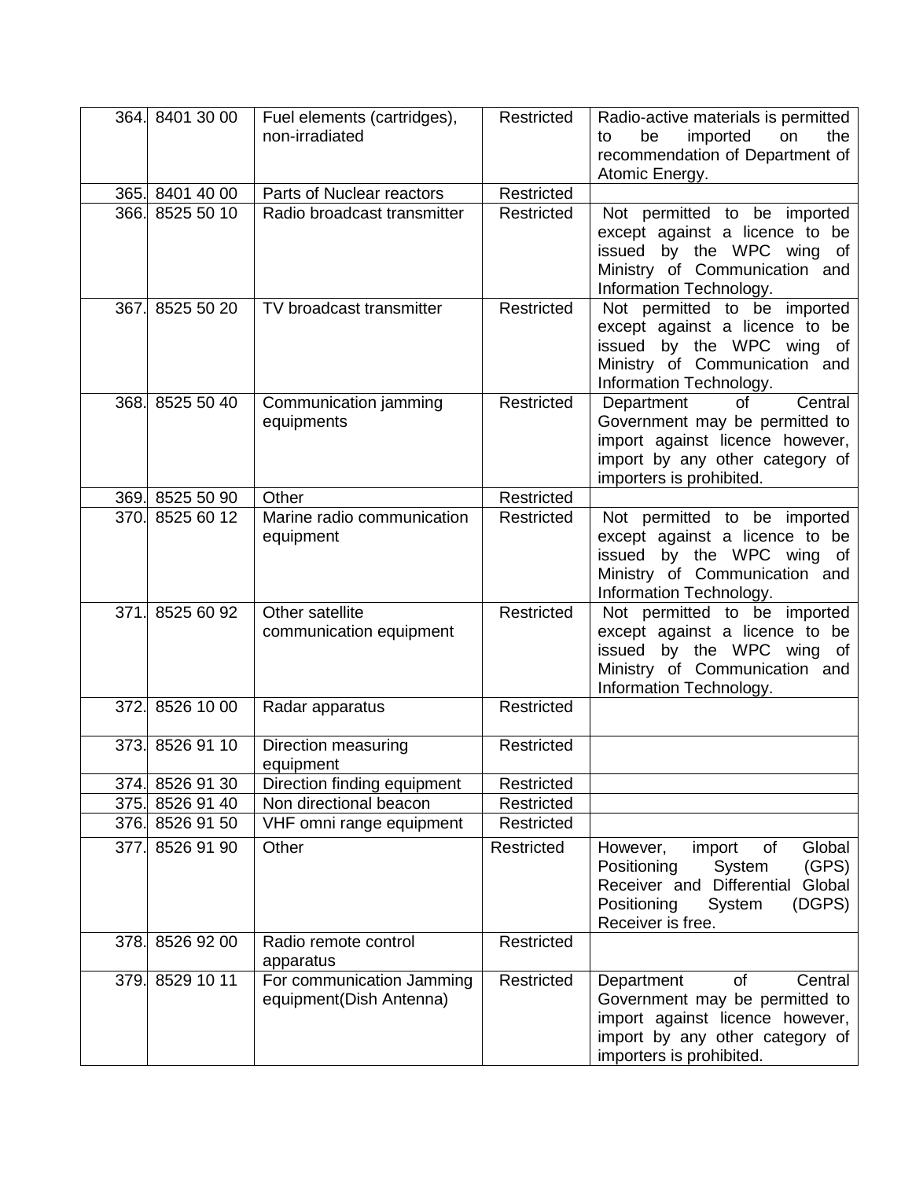| 364. | 8401 30 00 | Fuel elements (cartridges), non-irradiated | Restricted | Radio-active materials is permitted to be imported on the recommendation of Department of Atomic Energy. |
|---|---|---|---|---|
| 365. | 8401 40 00 | Parts of Nuclear reactors | Restricted | |
| 366. | 8525 50 10 | Radio broadcast transmitter | Restricted | Not permitted to be imported except against a licence to be issued by the WPC wing of Ministry of Communication and Information Technology. |
| 367. | 8525 50 20 | TV broadcast transmitter | Restricted | Not permitted to be imported except against a licence to be issued by the WPC wing of Ministry of Communication and Information Technology. |
| 368. | 8525 50 40 | Communication jamming equipments | Restricted | Department of Central Government may be permitted to import against licence however, import by any other category of importers is prohibited. |
| 369. | 8525 50 90 | Other | Restricted | |
| 370. | 8525 60 12 | Marine radio communication equipment | Restricted | Not permitted to be imported except against a licence to be issued by the WPC wing of Ministry of Communication and Information Technology. |
| 371. | 8525 60 92 | Other satellite communication equipment | Restricted | Not permitted to be imported except against a licence to be issued by the WPC wing of Ministry of Communication and Information Technology. |
| 372. | 8526 10 00 | Radar apparatus | Restricted | |
| 373. | 8526 91 10 | Direction measuring equipment | Restricted | |
| 374. | 8526 91 30 | Direction finding equipment | Restricted | |
| 375. | 8526 91 40 | Non directional beacon | Restricted | |
| 376. | 8526 91 50 | VHF omni range equipment | Restricted | |
| 377. | 8526 91 90 | Other | Restricted | However, import of Global Positioning System (GPS) Receiver and Differential Global Positioning System (DGPS) Receiver is free. |
| 378. | 8526 92 00 | Radio remote control apparatus | Restricted | |
| 379. | 8529 10 11 | For communication Jamming equipment(Dish Antenna) | Restricted | Department of Central Government may be permitted to import against licence however, import by any other category of importers is prohibited. |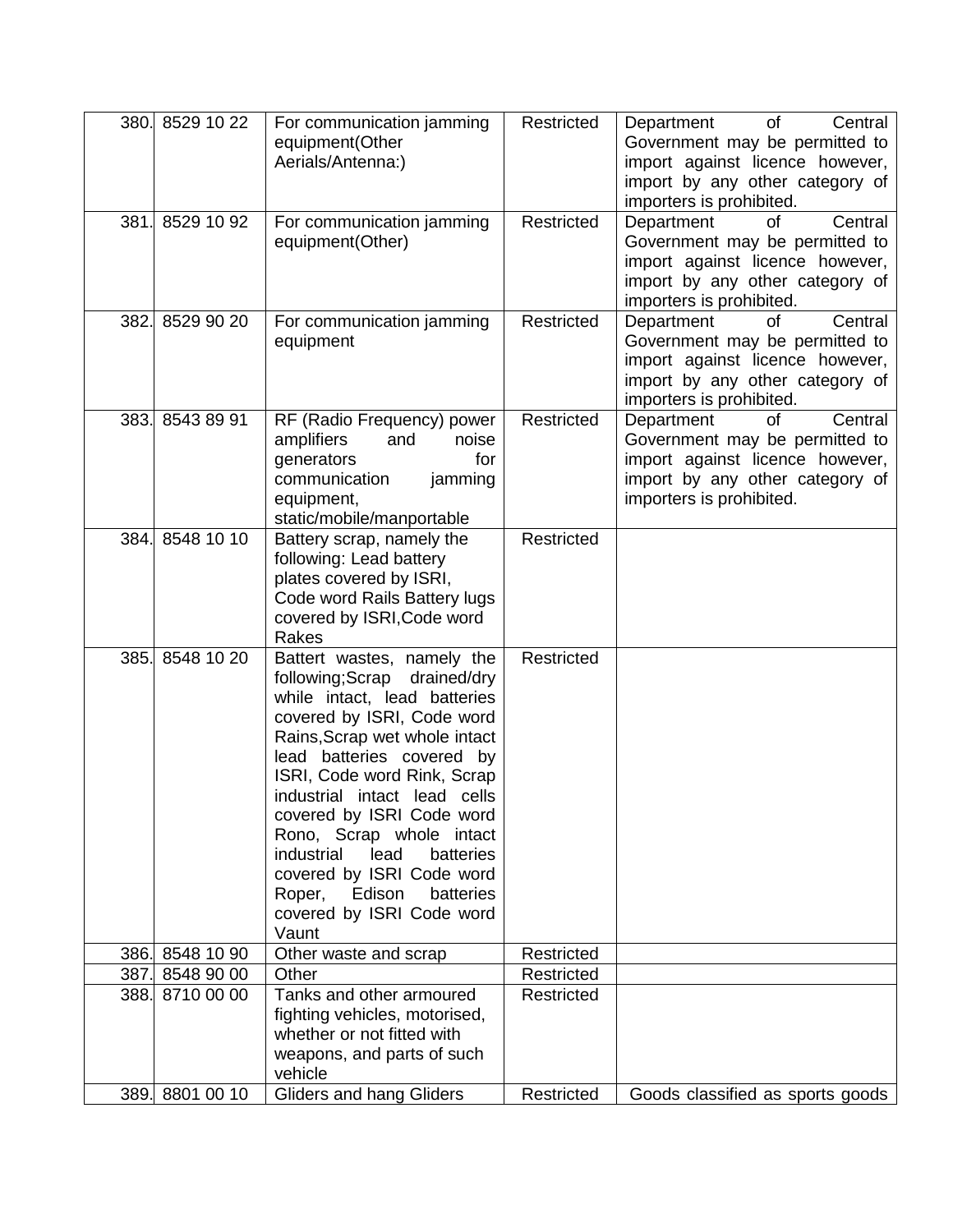| 380. | 8529 10 22 | For communication jamming equipment(Other Aerials/Antenna:) | Restricted | Department of Central Government may be permitted to import against licence however, import by any other category of importers is prohibited. |
|---|---|---|---|---|
| 381. | 8529 10 92 | For communication jamming equipment(Other) | Restricted | Department of Central Government may be permitted to import against licence however, import by any other category of importers is prohibited. |
| 382. | 8529 90 20 | For communication jamming equipment | Restricted | Department of Central Government may be permitted to import against licence however, import by any other category of importers is prohibited. |
| 383. | 8543 89 91 | RF (Radio Frequency) power amplifiers and noise generators for communication jamming equipment, static/mobile/manportable | Restricted | Department of Central Government may be permitted to import against licence however, import by any other category of importers is prohibited. |
| 384. | 8548 10 10 | Battery scrap, namely the following: Lead battery plates covered by ISRI, Code word Rails Battery lugs covered by ISRI,Code word Rakes | Restricted | |
| 385. | 8548 10 20 | Battert wastes, namely the following;Scrap drained/dry while intact, lead batteries covered by ISRI, Code word Rains,Scrap wet whole intact lead batteries covered by ISRI, Code word Rink, Scrap industrial intact lead cells covered by ISRI Code word Rono, Scrap whole intact industrial lead batteries covered by ISRI Code word Roper, Edison batteries covered by ISRI Code word Vaunt | Restricted | |
| 386. | 8548 10 90 | Other waste and scrap | Restricted | |
| 387. | 8548 90 00 | Other | Restricted | |
| 388. | 8710 00 00 | Tanks and other armoured fighting vehicles, motorised, whether or not fitted with weapons, and parts of such vehicle | Restricted | |
| 389. | 8801 00 10 | Gliders and hang Gliders | Restricted | Goods classified as sports goods |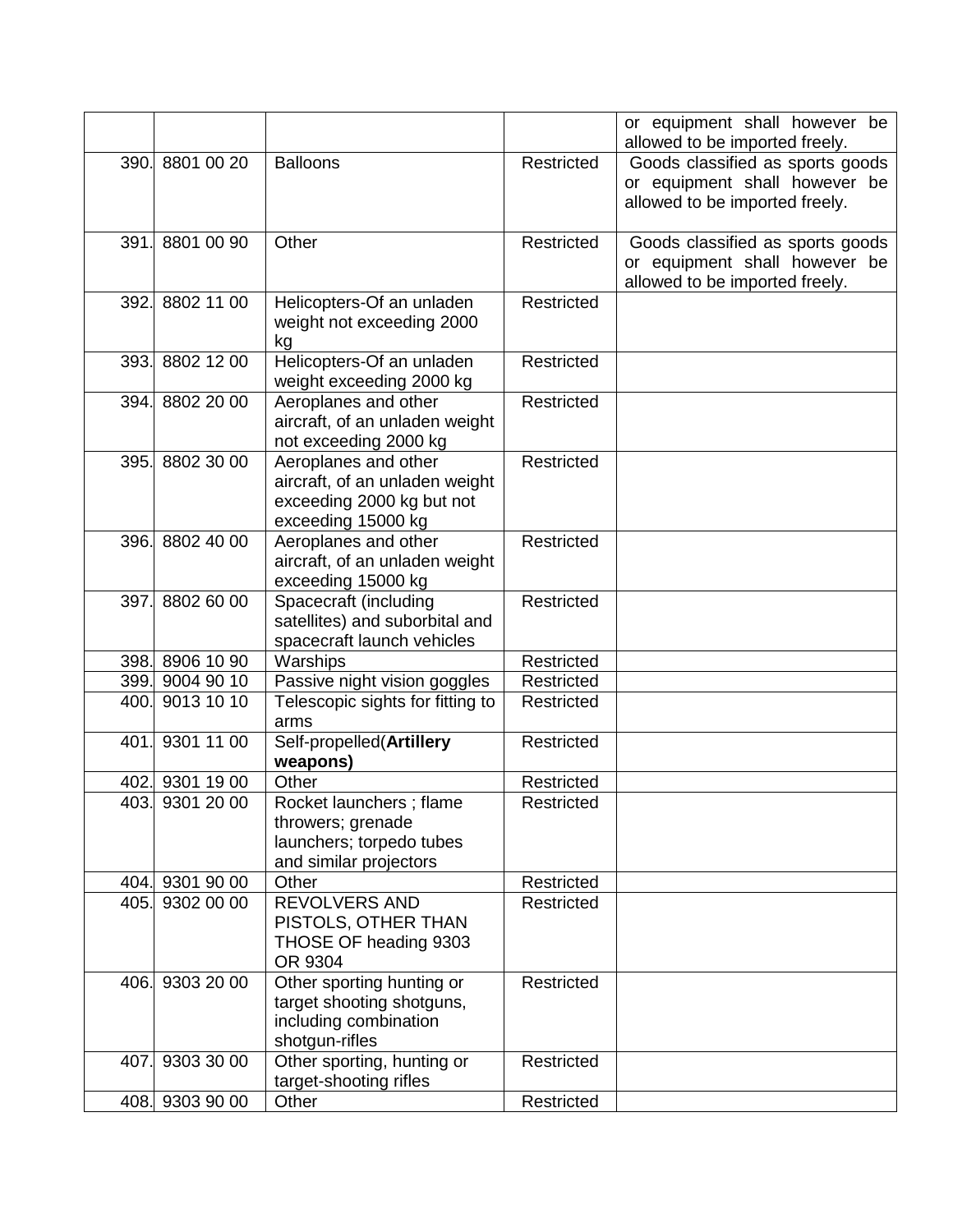| | | | | |
|---|---|---|---|---|
| | | | | or equipment shall however be allowed to be imported freely. |
| 390. | 8801 00 20 | Balloons | Restricted | Goods classified as sports goods or equipment shall however be allowed to be imported freely. |
| 391. | 8801 00 90 | Other | Restricted | Goods classified as sports goods or equipment shall however be allowed to be imported freely. |
| 392. | 8802 11 00 | Helicopters-Of an unladen weight not exceeding 2000 kg | Restricted | |
| 393. | 8802 12 00 | Helicopters-Of an unladen weight exceeding 2000 kg | Restricted | |
| 394. | 8802 20 00 | Aeroplanes and other aircraft, of an unladen weight not exceeding 2000 kg | Restricted | |
| 395. | 8802 30 00 | Aeroplanes and other aircraft, of an unladen weight exceeding 2000 kg but not exceeding 15000 kg | Restricted | |
| 396. | 8802 40 00 | Aeroplanes and other aircraft, of an unladen weight exceeding 15000 kg | Restricted | |
| 397. | 8802 60 00 | Spacecraft (including satellites) and suborbital and spacecraft launch vehicles | Restricted | |
| 398. | 8906 10 90 | Warships | Restricted | |
| 399. | 9004 90 10 | Passive night vision goggles | Restricted | |
| 400. | 9013 10 10 | Telescopic sights for fitting to arms | Restricted | |
| 401. | 9301 11 00 | Self-propelled(**Artillery weapons)** | Restricted | |
| 402. | 9301 19 00 | Other | Restricted | |
| 403. | 9301 20 00 | Rocket launchers ; flame throwers; grenade launchers; torpedo tubes and similar projectors | Restricted | |
| 404. | 9301 90 00 | Other | Restricted | |
| 405. | 9302 00 00 | REVOLVERS AND PISTOLS, OTHER THAN THOSE OF heading 9303 OR 9304 | Restricted | |
| 406. | 9303 20 00 | Other sporting hunting or target shooting shotguns, including combination shotgun-rifles | Restricted | |
| 407. | 9303 30 00 | Other sporting, hunting or target-shooting rifles | Restricted | |
| 408. | 9303 90 00 | Other | Restricted | |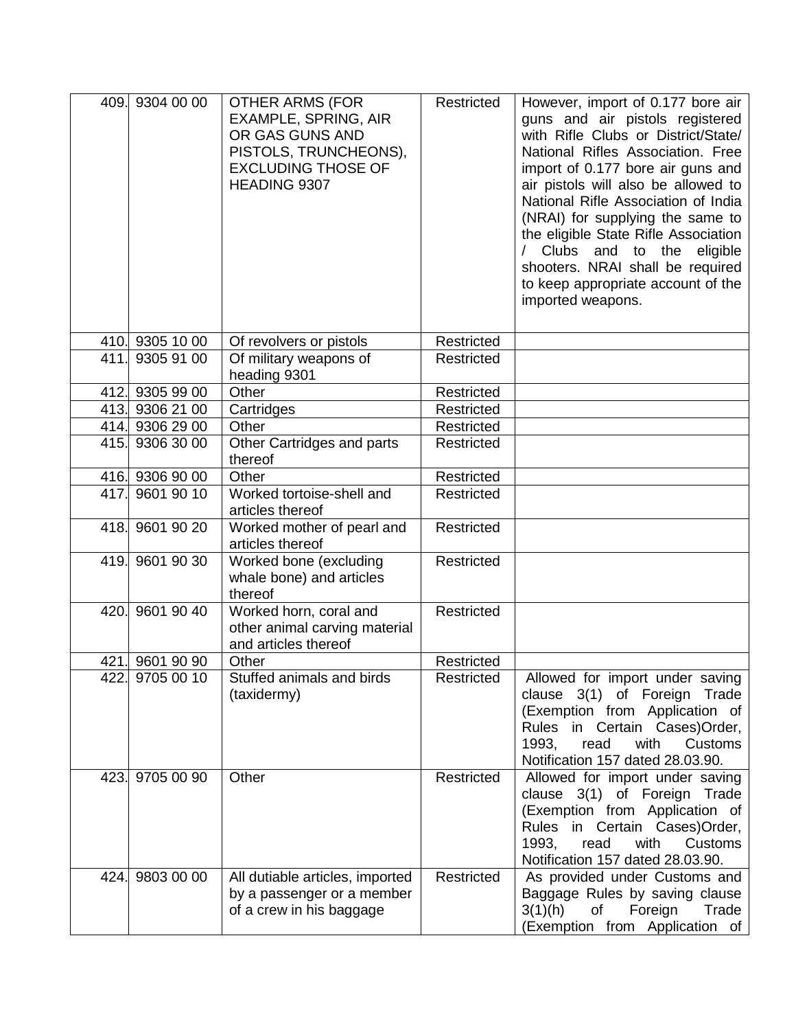| 409. | 9304 00 00 | OTHER ARMS (FOR EXAMPLE, SPRING, AIR OR GAS GUNS AND PISTOLS, TRUNCHEONS), EXCLUDING THOSE OF HEADING 9307 | Restricted | However, import of 0.177 bore air guns and air pistols registered with Rifle Clubs or District/State/ National Rifles Association. Free import of 0.177 bore air guns and air pistols will also be allowed to National Rifle Association of India (NRAI) for supplying the same to the eligible State Rifle Association / Clubs and to the eligible shooters. NRAI shall be required to keep appropriate account of the imported weapons. |
|---|---|---|---|---|
| 410. | 9305 10 00 | Of revolvers or pistols | Restricted | |
| 411. | 9305 91 00 | Of military weapons of heading 9301 | Restricted | |
| 412. | 9305 99 00 | Other | Restricted | |
| 413. | 9306 21 00 | Cartridges | Restricted | |
| 414. | 9306 29 00 | Other | Restricted | |
| 415. | 9306 30 00 | Other Cartridges and parts thereof | Restricted | |
| 416. | 9306 90 00 | Other | Restricted | |
| 417. | 9601 90 10 | Worked tortoise-shell and articles thereof | Restricted | |
| 418. | 9601 90 20 | Worked mother of pearl and articles thereof | Restricted | |
| 419. | 9601 90 30 | Worked bone (excluding whale bone) and articles thereof | Restricted | |
| 420. | 9601 90 40 | Worked horn, coral and other animal carving material and articles thereof | Restricted | |
| 421. | 9601 90 90 | Other | Restricted | |
| 422. | 9705 00 10 | Stuffed animals and birds (taxidermy) | Restricted | Allowed for import under saving clause 3(1) of Foreign Trade (Exemption from Application of Rules in Certain Cases)Order, 1993, read with Customs Notification 157 dated 28.03.90. |
| 423. | 9705 00 90 | Other | Restricted | Allowed for import under saving clause 3(1) of Foreign Trade (Exemption from Application of Rules in Certain Cases)Order, 1993, read with Customs Notification 157 dated 28.03.90. |
| 424. | 9803 00 00 | All dutiable articles, imported by a passenger or a member of a crew in his baggage | Restricted | As provided under Customs and Baggage Rules by saving clause 3(1)(h) of Foreign Trade (Exemption from Application of |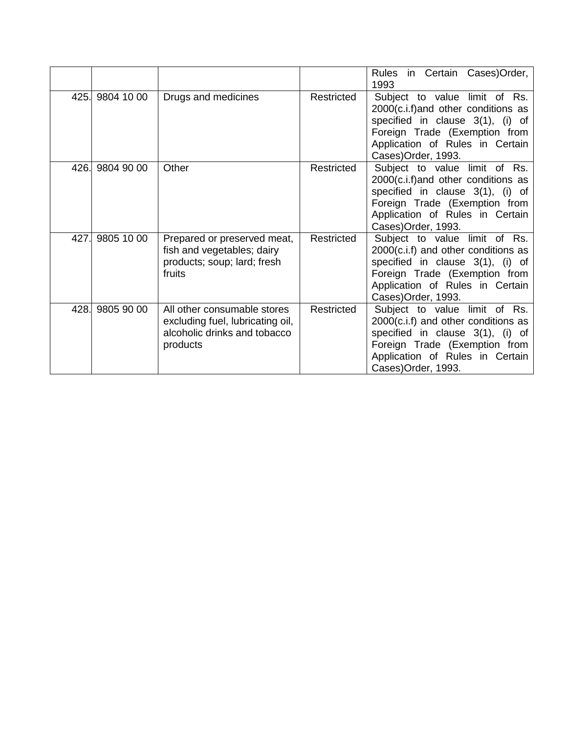| | | | | |
|---|---|---|---|---|
| | | | | Rules in Certain Cases)Order, 1993 |
| 425. | 9804 10 00 | Drugs and medicines | Restricted | Subject to value limit of Rs. 2000(c.i.f)and other conditions as specified in clause 3(1), (i) of Foreign Trade (Exemption from Application of Rules in Certain Cases)Order, 1993. |
| 426. | 9804 90 00 | Other | Restricted | Subject to value limit of Rs. 2000(c.i.f)and other conditions as specified in clause 3(1), (i) of Foreign Trade (Exemption from Application of Rules in Certain Cases)Order, 1993. |
| 427. | 9805 10 00 | Prepared or preserved meat, fish and vegetables; dairy products; soup; lard; fresh fruits | Restricted | Subject to value limit of Rs. 2000(c.i.f) and other conditions as specified in clause 3(1), (i) of Foreign Trade (Exemption from Application of Rules in Certain Cases)Order, 1993. |
| 428. | 9805 90 00 | All other consumable stores excluding fuel, lubricating oil, alcoholic drinks and tobacco products | Restricted | Subject to value limit of Rs. 2000(c.i.f) and other conditions as specified in clause 3(1), (i) of Foreign Trade (Exemption from Application of Rules in Certain Cases)Order, 1993. |